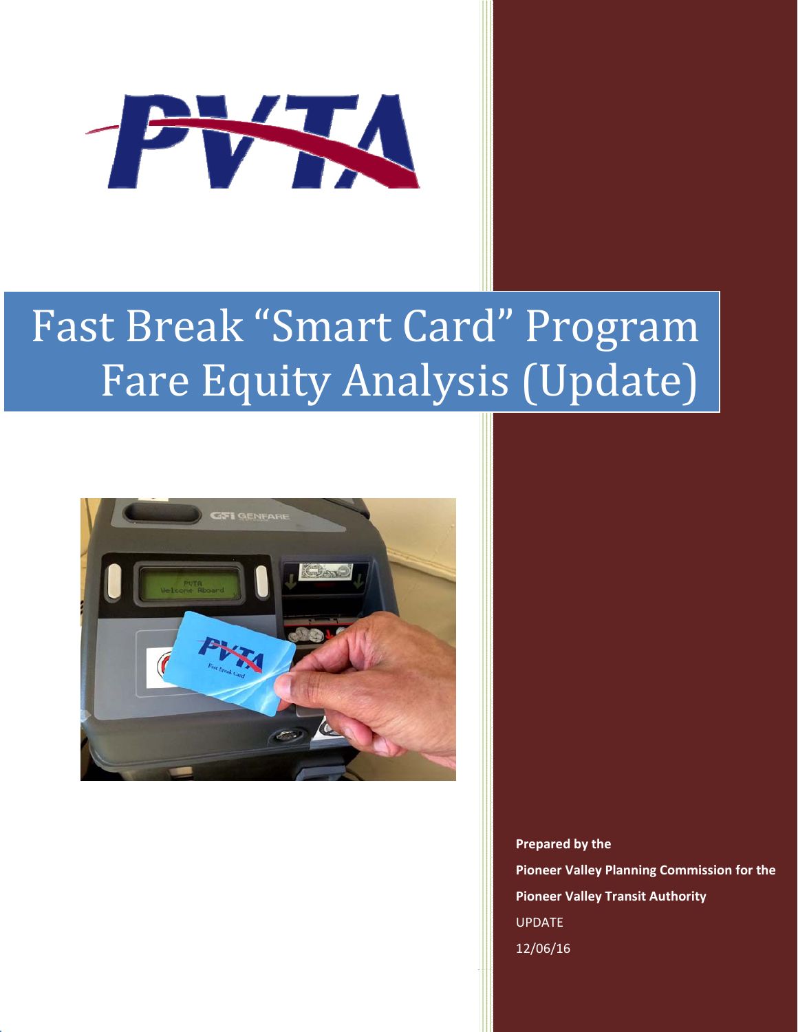# Fast Break "Smart Card" Program Fare Equity Analysis (Update)

**Prepared by the**

**Pioneer Valley Planning Commission for the**

**Pioneer Valley Transit Authority**

UPDATE

12/06/16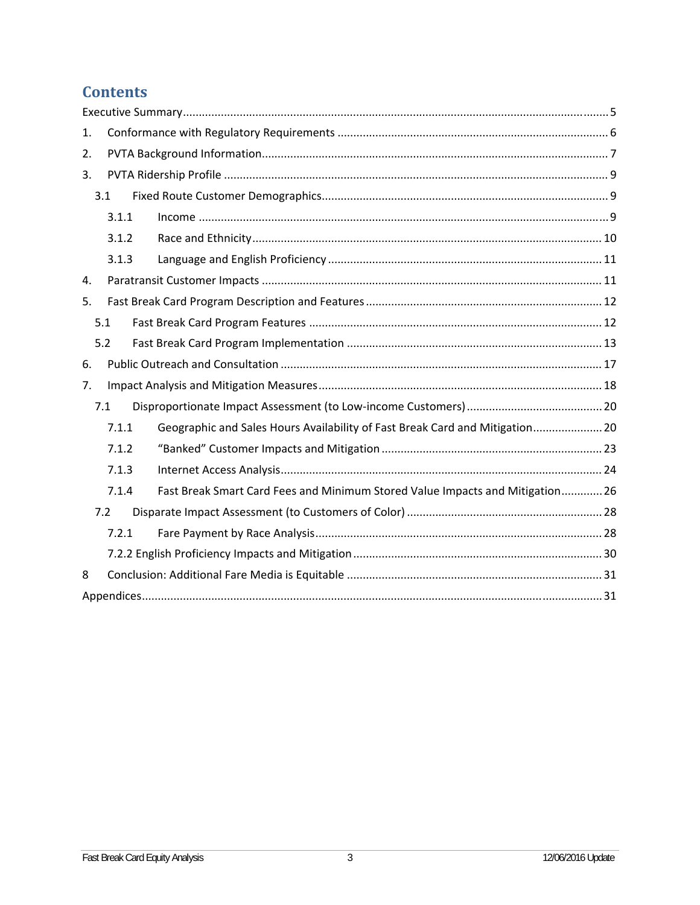# Contents

Executive Summary ........................................................................................................................ 5

1. Conformance with Regulatory Requirements ..................................................................... 6
2. PVTA Background Information............................................................................................. 7
3. PVTA Ridership Profile ......................................................................................................... 9
   - 3.1 Fixed Route Customer Demographics.......................................................................... 9
     - 3.1.1 Income ................................................................................................................ 9
     - 3.1.2 Race and Ethnicity............................................................................................. 10
     - 3.1.3 Language and English Proficiency ..................................................................... 11
4. Paratransit Customer Impacts ........................................................................................... 11
5. Fast Break Card Program Description and Features .......................................................... 12
   - 5.1 Fast Break Card Program Features ............................................................................ 12
   - 5.2 Fast Break Card Program Implementation ................................................................ 13
6. Public Outreach and Consultation ..................................................................................... 17
7. Impact Analysis and Mitigation Measures ......................................................................... 18
   - 7.1 Disproportionate Impact Assessment (to Low-income Customers) ........................... 20
     - 7.1.1 Geographic and Sales Hours Availability of Fast Break Card and Mitigation...................... 20
     - 7.1.2 “Banked” Customer Impacts and Mitigation ..................................................... 23
     - 7.1.3 Internet Access Analysis..................................................................................... 24
     - 7.1.4 Fast Break Smart Card Fees and Minimum Stored Value Impacts and Mitigation............. 26
   - 7.2 Disparate Impact Assessment (to Customers of Color) .............................................. 28
     - 7.2.1 Fare Payment by Race Analysis.......................................................................... 28
     - 7.2.2 English Proficiency Impacts and Mitigation .............................................................. 30

8 Conclusion: Additional Fare Media is Equitable ................................................................ 31

Appendices................................................................................................................................. 31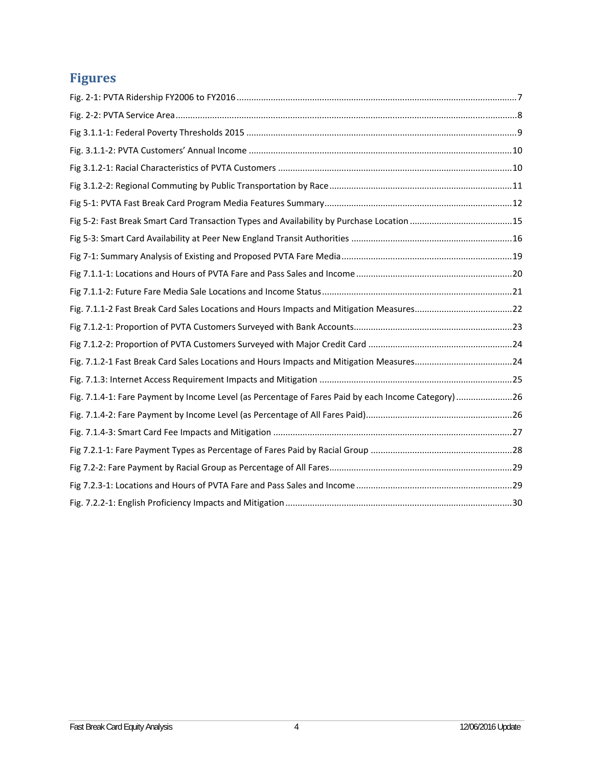## Figures

Fig. 2-1: PVTA Ridership FY2006 to FY2016 .......... 7

Fig. 2-2: PVTA Service Area .......... 8

Fig 3.1.1-1: Federal Poverty Thresholds 2015 .......... 9

Fig. 3.1.1-2: PVTA Customers' Annual Income .......... 10

Fig 3.1.2-1: Racial Characteristics of PVTA Customers .......... 10

Fig 3.1.2-2: Regional Commuting by Public Transportation by Race .......... 11

Fig 5-1: PVTA Fast Break Card Program Media Features Summary .......... 12

Fig 5-2: Fast Break Smart Card Transaction Types and Availability by Purchase Location .......... 15

Fig 5-3: Smart Card Availability at Peer New England Transit Authorities .......... 16

Fig 7-1: Summary Analysis of Existing and Proposed PVTA Fare Media .......... 19

Fig 7.1.1-1: Locations and Hours of PVTA Fare and Pass Sales and Income .......... 20

Fig 7.1.1-2: Future Fare Media Sale Locations and Income Status .......... 21

Fig. 7.1.1-2 Fast Break Card Sales Locations and Hours Impacts and Mitigation Measures .......... 22

Fig 7.1.2-1: Proportion of PVTA Customers Surveyed with Bank Accounts .......... 23

Fig 7.1.2-2: Proportion of PVTA Customers Surveyed with Major Credit Card .......... 24

Fig. 7.1.2-1 Fast Break Card Sales Locations and Hours Impacts and Mitigation Measures .......... 24

Fig. 7.1.3: Internet Access Requirement Impacts and Mitigation .......... 25

Fig. 7.1.4-1: Fare Payment by Income Level (as Percentage of Fares Paid by each Income Category) .......... 26

Fig. 7.1.4-2: Fare Payment by Income Level (as Percentage of All Fares Paid) .......... 26

Fig. 7.1.4-3: Smart Card Fee Impacts and Mitigation .......... 27

Fig 7.2.1-1: Fare Payment Types as Percentage of Fares Paid by Racial Group .......... 28

Fig 7.2-2: Fare Payment by Racial Group as Percentage of All Fares .......... 29

Fig 7.2.3-1: Locations and Hours of PVTA Fare and Pass Sales and Income .......... 29

Fig. 7.2.2-1: English Proficiency Impacts and Mitigation .......... 30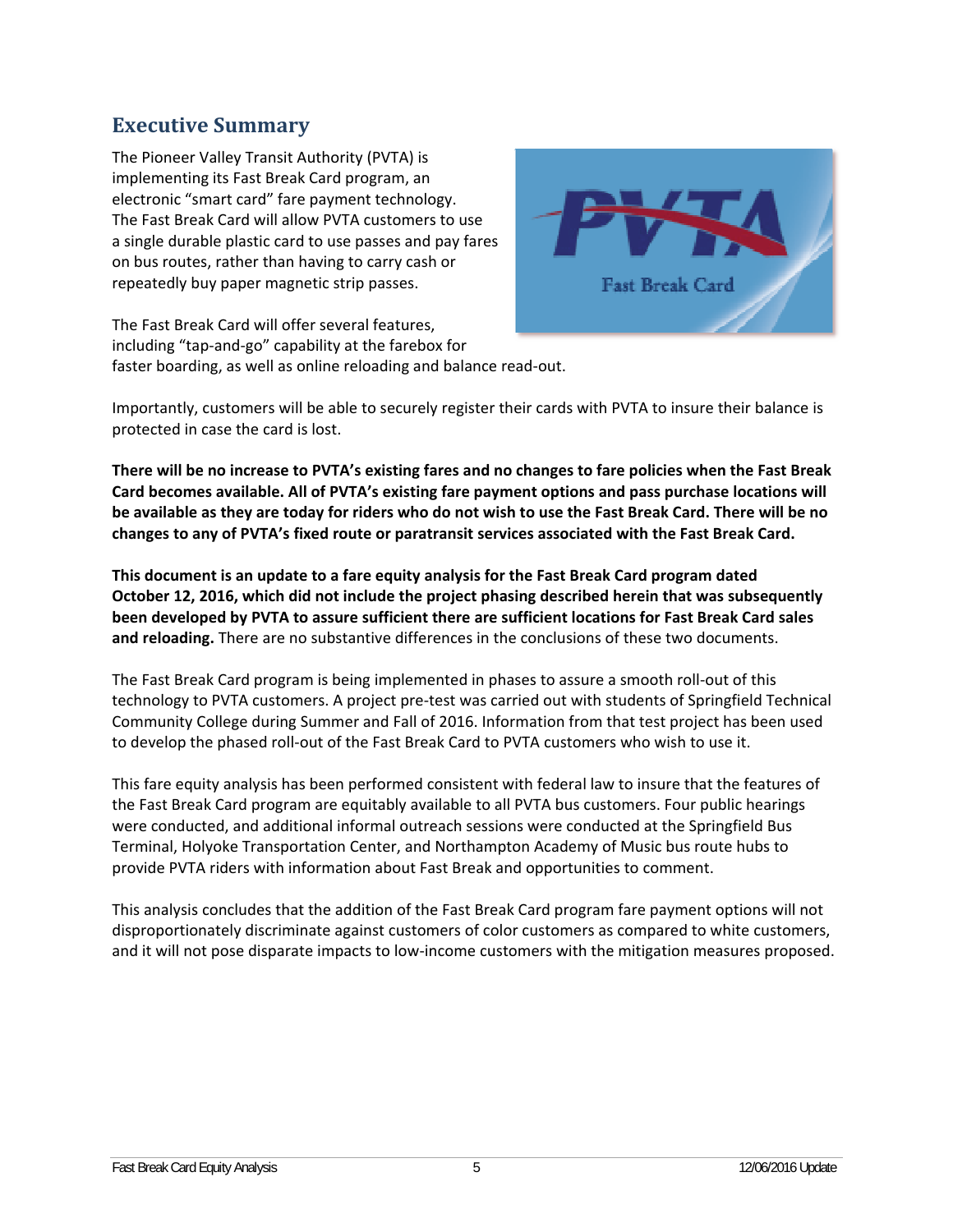## Executive Summary

The Pioneer Valley Transit Authority (PVTA) is implementing its Fast Break Card program, an electronic "smart card" fare payment technology. The Fast Break Card will allow PVTA customers to use a single durable plastic card to use passes and pay fares on bus routes, rather than having to carry cash or repeatedly buy paper magnetic strip passes.

The Fast Break Card will offer several features, including "tap-and-go" capability at the farebox for faster boarding, as well as online reloading and balance read-out.

Importantly, customers will be able to securely register their cards with PVTA to insure their balance is protected in case the card is lost.

**There will be no increase to PVTA's existing fares and no changes to fare policies when the Fast Break Card becomes available. All of PVTA's existing fare payment options and pass purchase locations will be available as they are today for riders who do not wish to use the Fast Break Card. There will be no changes to any of PVTA's fixed route or paratransit services associated with the Fast Break Card.**

**This document is an update to a fare equity analysis for the Fast Break Card program dated October 12, 2016, which did not include the project phasing described herein that was subsequently been developed by PVTA to assure sufficient there are sufficient locations for Fast Break Card sales and reloading.** There are no substantive differences in the conclusions of these two documents.

The Fast Break Card program is being implemented in phases to assure a smooth roll-out of this technology to PVTA customers. A project pre-test was carried out with students of Springfield Technical Community College during Summer and Fall of 2016. Information from that test project has been used to develop the phased roll-out of the Fast Break Card to PVTA customers who wish to use it.

This fare equity analysis has been performed consistent with federal law to insure that the features of the Fast Break Card program are equitably available to all PVTA bus customers. Four public hearings were conducted, and additional informal outreach sessions were conducted at the Springfield Bus Terminal, Holyoke Transportation Center, and Northampton Academy of Music bus route hubs to provide PVTA riders with information about Fast Break and opportunities to comment.

This analysis concludes that the addition of the Fast Break Card program fare payment options will not disproportionately discriminate against customers of color customers as compared to white customers, and it will not pose disparate impacts to low-income customers with the mitigation measures proposed.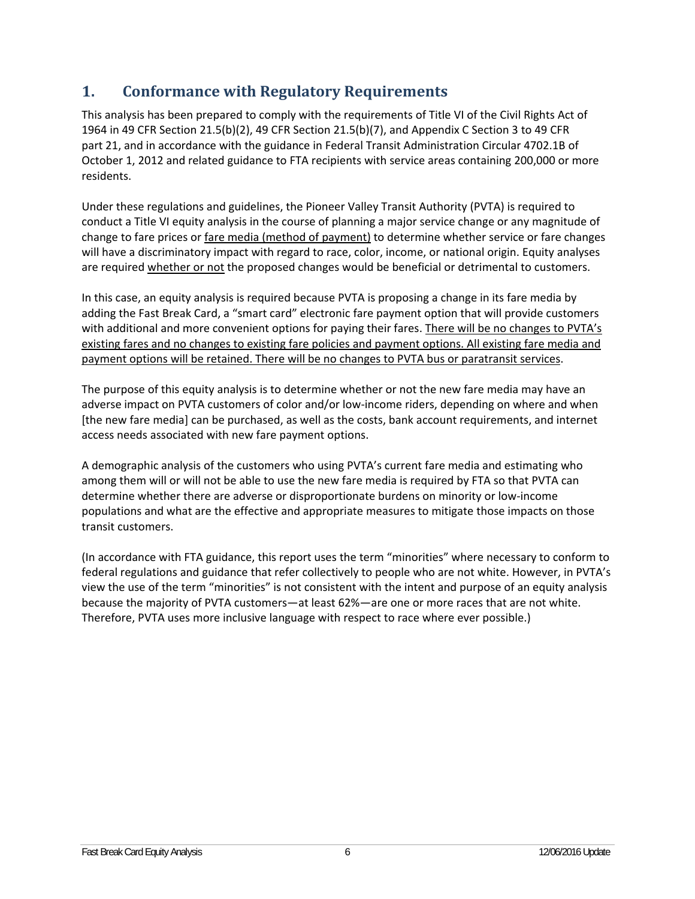## 1. Conformance with Regulatory Requirements

This analysis has been prepared to comply with the requirements of Title VI of the Civil Rights Act of 1964 in 49 CFR Section 21.5(b)(2), 49 CFR Section 21.5(b)(7), and Appendix C Section 3 to 49 CFR part 21, and in accordance with the guidance in Federal Transit Administration Circular 4702.1B of October 1, 2012 and related guidance to FTA recipients with service areas containing 200,000 or more residents.

Under these regulations and guidelines, the Pioneer Valley Transit Authority (PVTA) is required to conduct a Title VI equity analysis in the course of planning a major service change or any magnitude of change to fare prices or <u>fare media (method of payment)</u> to determine whether service or fare changes will have a discriminatory impact with regard to race, color, income, or national origin. Equity analyses are required <u>whether or not</u> the proposed changes would be beneficial or detrimental to customers.

In this case, an equity analysis is required because PVTA is proposing a change in its fare media by adding the Fast Break Card, a "smart card" electronic fare payment option that will provide customers with additional and more convenient options for paying their fares. <u>There will be no changes to PVTA's existing fares and no changes to existing fare policies and payment options. All existing fare media and payment options will be retained. There will be no changes to PVTA bus or paratransit services</u>.

The purpose of this equity analysis is to determine whether or not the new fare media may have an adverse impact on PVTA customers of color and/or low-income riders, depending on where and when [the new fare media] can be purchased, as well as the costs, bank account requirements, and internet access needs associated with new fare payment options.

A demographic analysis of the customers who using PVTA's current fare media and estimating who among them will or will not be able to use the new fare media is required by FTA so that PVTA can determine whether there are adverse or disproportionate burdens on minority or low-income populations and what are the effective and appropriate measures to mitigate those impacts on those transit customers.

(In accordance with FTA guidance, this report uses the term "minorities" where necessary to conform to federal regulations and guidance that refer collectively to people who are not white. However, in PVTA's view the use of the term "minorities" is not consistent with the intent and purpose of an equity analysis because the majority of PVTA customers—at least 62%—are one or more races that are not white. Therefore, PVTA uses more inclusive language with respect to race where ever possible.)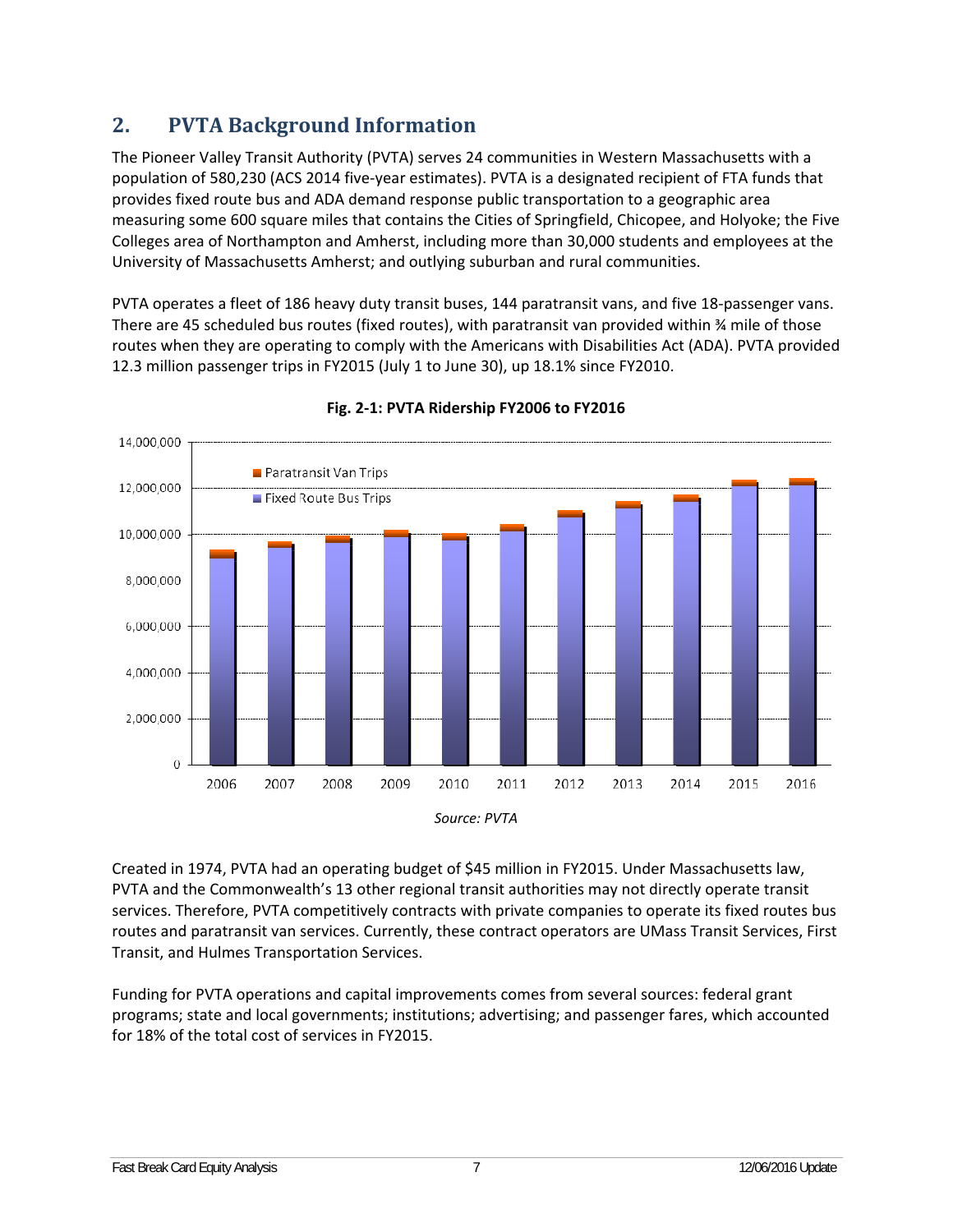## 2. PVTA Background Information

The Pioneer Valley Transit Authority (PVTA) serves 24 communities in Western Massachusetts with a population of 580,230 (ACS 2014 five-year estimates). PVTA is a designated recipient of FTA funds that provides fixed route bus and ADA demand response public transportation to a geographic area measuring some 600 square miles that contains the Cities of Springfield, Chicopee, and Holyoke; the Five Colleges area of Northampton and Amherst, including more than 30,000 students and employees at the University of Massachusetts Amherst; and outlying suburban and rural communities.

PVTA operates a fleet of 186 heavy duty transit buses, 144 paratransit vans, and five 18-passenger vans. There are 45 scheduled bus routes (fixed routes), with paratransit van provided within ¾ mile of those routes when they are operating to comply with the Americans with Disabilities Act (ADA). PVTA provided 12.3 million passenger trips in FY2015 (July 1 to June 30), up 18.1% since FY2010.

**Fig. 2-1: PVTA Ridership FY2006 to FY2016**

*Source: PVTA*

Created in 1974, PVTA had an operating budget of $45 million in FY2015. Under Massachusetts law, PVTA and the Commonwealth's 13 other regional transit authorities may not directly operate transit services. Therefore, PVTA competitively contracts with private companies to operate its fixed routes bus routes and paratransit van services. Currently, these contract operators are UMass Transit Services, First Transit, and Hulmes Transportation Services.

Funding for PVTA operations and capital improvements comes from several sources: federal grant programs; state and local governments; institutions; advertising; and passenger fares, which accounted for 18% of the total cost of services in FY2015.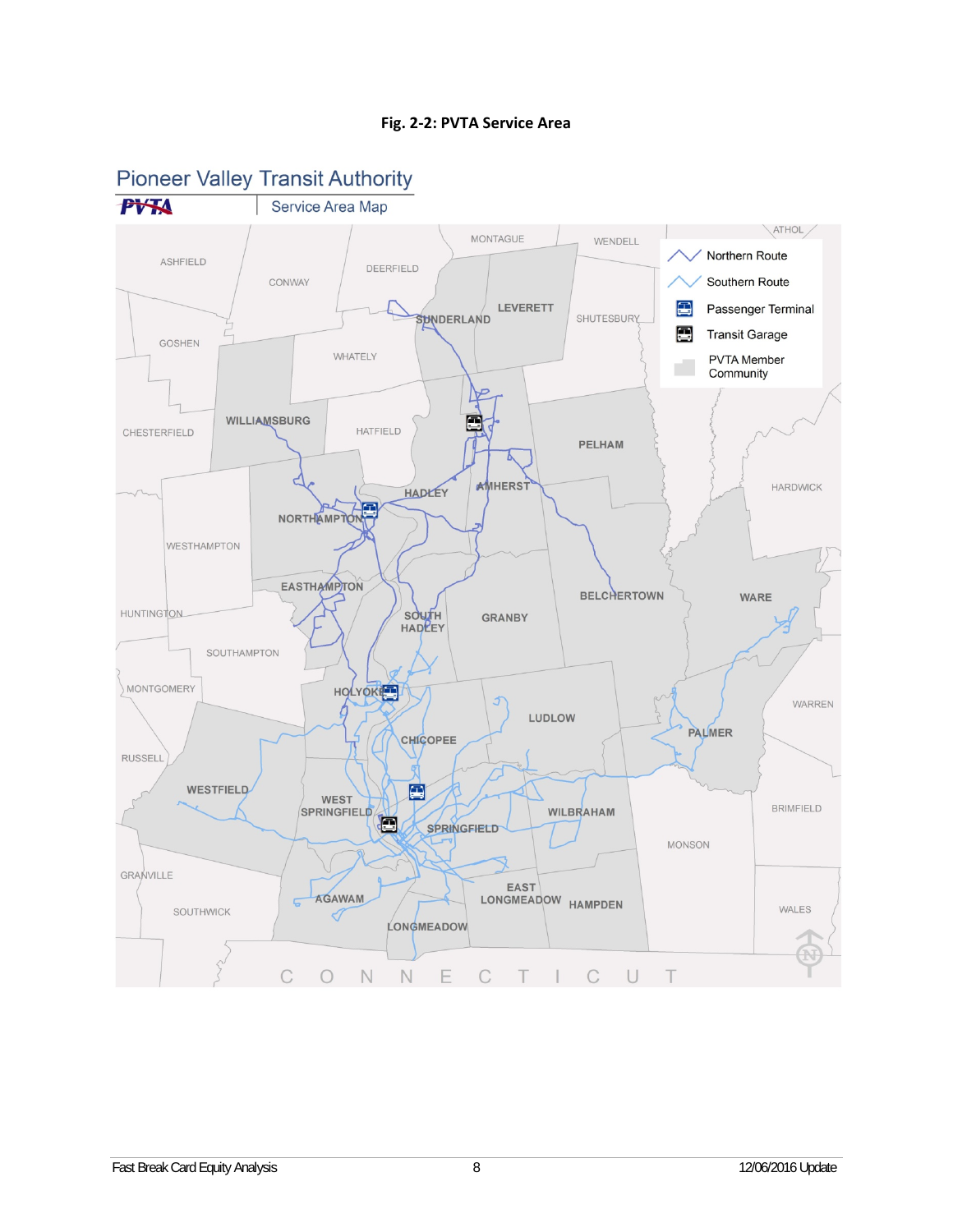**Fig. 2-2: PVTA Service Area**

Pioneer Valley Transit Authority

PVTA Service Area Map

Northern Route

Southern Route

Passenger Terminal

Transit Garage

PVTA Member Community

ASHFIELD, CONWAY, DEERFIELD, MONTAGUE, WENDELL, ATHOL, LEVERETT, SUNDERLAND, SHUTESBURY, GOSHEN, WHATELY, WILLIAMSBURG, CHESTERFIELD, HATFIELD, PELHAM, HARDWICK, HADLEY, AMHERST, NORTHAMPTON, WESTHAMPTON, EASTHAMPTON, BELCHERTOWN, WARE, HUNTINGTON, SOUTH HADLEY, GRANBY, SOUTHAMPTON, MONTGOMERY, HOLYOKE, WARREN, LUDLOW, CHICOPEE, PALMER, RUSSELL, WESTFIELD, WEST SPRINGFIELD, WILBRAHAM, BRIMFIELD, SPRINGFIELD, MONSON, GRANVILLE, AGAWAM, EAST LONGMEADOW, HAMPDEN, WALES, SOUTHWICK, LONGMEADOW, CONNECTICUT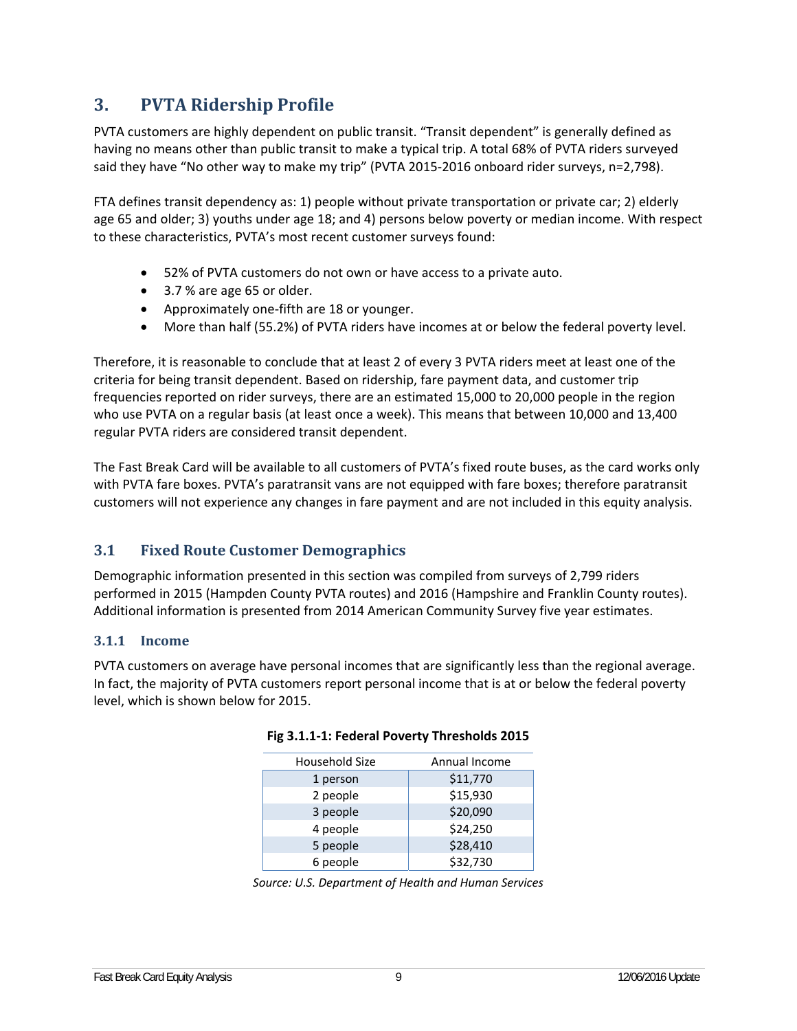# 3. PVTA Ridership Profile

PVTA customers are highly dependent on public transit. "Transit dependent" is generally defined as having no means other than public transit to make a typical trip. A total 68% of PVTA riders surveyed said they have "No other way to make my trip" (PVTA 2015-2016 onboard rider surveys, n=2,798).

FTA defines transit dependency as: 1) people without private transportation or private car; 2) elderly age 65 and older; 3) youths under age 18; and 4) persons below poverty or median income. With respect to these characteristics, PVTA's most recent customer surveys found:

- 52% of PVTA customers do not own or have access to a private auto.
- 3.7 % are age 65 or older.
- Approximately one-fifth are 18 or younger.
- More than half (55.2%) of PVTA riders have incomes at or below the federal poverty level.

Therefore, it is reasonable to conclude that at least 2 of every 3 PVTA riders meet at least one of the criteria for being transit dependent. Based on ridership, fare payment data, and customer trip frequencies reported on rider surveys, there are an estimated 15,000 to 20,000 people in the region who use PVTA on a regular basis (at least once a week). This means that between 10,000 and 13,400 regular PVTA riders are considered transit dependent.

The Fast Break Card will be available to all customers of PVTA's fixed route buses, as the card works only with PVTA fare boxes. PVTA's paratransit vans are not equipped with fare boxes; therefore paratransit customers will not experience any changes in fare payment and are not included in this equity analysis.

## 3.1 Fixed Route Customer Demographics

Demographic information presented in this section was compiled from surveys of 2,799 riders performed in 2015 (Hampden County PVTA routes) and 2016 (Hampshire and Franklin County routes). Additional information is presented from 2014 American Community Survey five year estimates.

### 3.1.1 Income

PVTA customers on average have personal incomes that are significantly less than the regional average. In fact, the majority of PVTA customers report personal income that is at or below the federal poverty level, which is shown below for 2015.

**Fig 3.1.1-1: Federal Poverty Thresholds 2015**

| Household Size | Annual Income |
|---|---|
| 1 person | $11,770 |
| 2 people | $15,930 |
| 3 people | $20,090 |
| 4 people | $24,250 |
| 5 people | $28,410 |
| 6 people | $32,730 |

*Source: U.S. Department of Health and Human Services*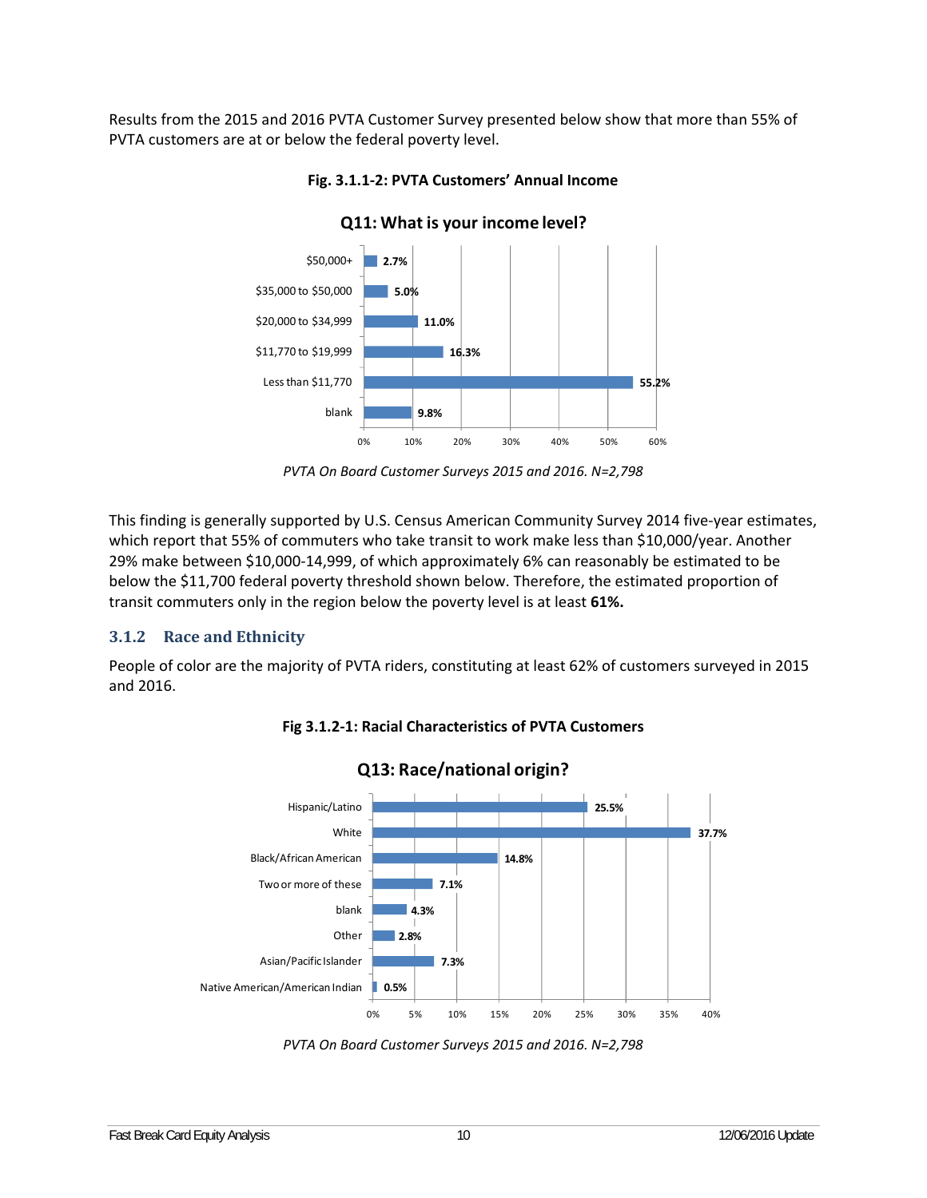Results from the 2015 and 2016 PVTA Customer Survey presented below show that more than 55% of PVTA customers are at or below the federal poverty level.

**Fig. 3.1.1-2: PVTA Customers' Annual Income**

**Q11: What is your income level?**

| Income level | Percent |
|---|---|
| $50,000+ | 2.7% |
| $35,000 to $50,000 | 5.0% |
| $20,000 to $34,999 | 11.0% |
| $11,770 to $19,999 | 16.3% |
| Less than $11,770 | 55.2% |
| blank | 9.8% |

*PVTA On Board Customer Surveys 2015 and 2016. N=2,798*

This finding is generally supported by U.S. Census American Community Survey 2014 five-year estimates, which report that 55% of commuters who take transit to work make less than $10,000/year. Another 29% make between $10,000-14,999, of which approximately 6% can reasonably be estimated to be below the $11,700 federal poverty threshold shown below. Therefore, the estimated proportion of transit commuters only in the region below the poverty level is at least **61%.**

### 3.1.2 Race and Ethnicity

People of color are the majority of PVTA riders, constituting at least 62% of customers surveyed in 2015 and 2016.

**Fig 3.1.2-1: Racial Characteristics of PVTA Customers**

**Q13: Race/national origin?**

| Race/national origin | Percent |
|---|---|
| Hispanic/Latino | 25.5% |
| White | 37.7% |
| Black/African American | 14.8% |
| Two or more of these | 7.1% |
| blank | 4.3% |
| Other | 2.8% |
| Asian/Pacific Islander | 7.3% |
| Native American/American Indian | 0.5% |

*PVTA On Board Customer Surveys 2015 and 2016. N=2,798*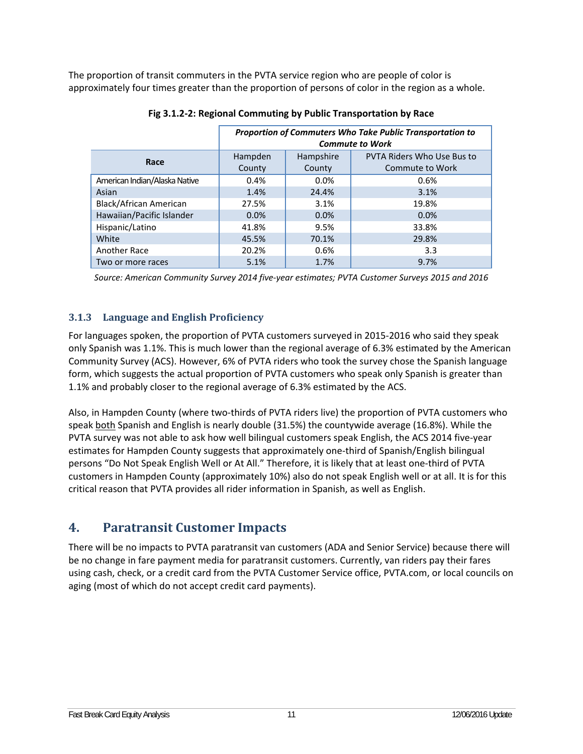The proportion of transit commuters in the PVTA service region who are people of color is approximately four times greater than the proportion of persons of color in the region as a whole.

**Fig 3.1.2-2: Regional Commuting by Public Transportation by Race**

| Race | ***Proportion of Commuters Who Take Public Transportation to Commute to Work*** | | |
|---|---|---|---|
| | Hampden County | Hampshire County | PVTA Riders Who Use Bus to Commute to Work |
| American Indian/Alaska Native | 0.4% | 0.0% | 0.6% |
| Asian | 1.4% | 24.4% | 3.1% |
| Black/African American | 27.5% | 3.1% | 19.8% |
| Hawaiian/Pacific Islander | 0.0% | 0.0% | 0.0% |
| Hispanic/Latino | 41.8% | 9.5% | 33.8% |
| White | 45.5% | 70.1% | 29.8% |
| Another Race | 20.2% | 0.6% | 3.3 |
| Two or more races | 5.1% | 1.7% | 9.7% |

*Source: American Community Survey 2014 five-year estimates; PVTA Customer Surveys 2015 and 2016*

### 3.1.3 Language and English Proficiency

For languages spoken, the proportion of PVTA customers surveyed in 2015-2016 who said they speak only Spanish was 1.1%. This is much lower than the regional average of 6.3% estimated by the American Community Survey (ACS). However, 6% of PVTA riders who took the survey chose the Spanish language form, which suggests the actual proportion of PVTA customers who speak only Spanish is greater than 1.1% and probably closer to the regional average of 6.3% estimated by the ACS.

Also, in Hampden County (where two-thirds of PVTA riders live) the proportion of PVTA customers who speak both Spanish and English is nearly double (31.5%) the countywide average (16.8%). While the PVTA survey was not able to ask how well bilingual customers speak English, the ACS 2014 five-year estimates for Hampden County suggests that approximately one-third of Spanish/English bilingual persons "Do Not Speak English Well or At All." Therefore, it is likely that at least one-third of PVTA customers in Hampden County (approximately 10%) also do not speak English well or at all. It is for this critical reason that PVTA provides all rider information in Spanish, as well as English.

## 4. Paratransit Customer Impacts

There will be no impacts to PVTA paratransit van customers (ADA and Senior Service) because there will be no change in fare payment media for paratransit customers. Currently, van riders pay their fares using cash, check, or a credit card from the PVTA Customer Service office, PVTA.com, or local councils on aging (most of which do not accept credit card payments).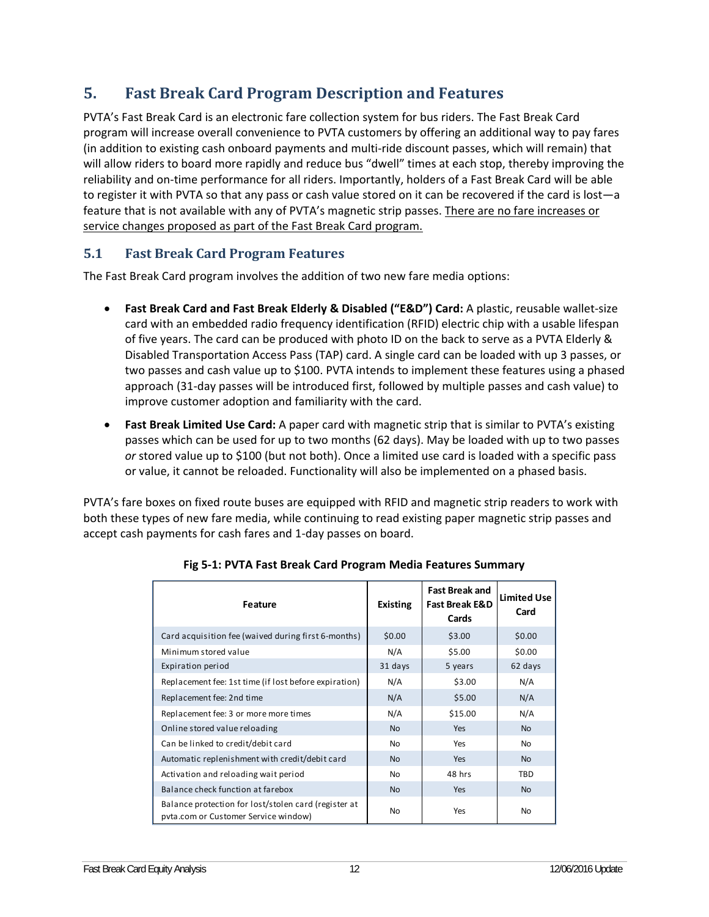## 5. Fast Break Card Program Description and Features

PVTA's Fast Break Card is an electronic fare collection system for bus riders. The Fast Break Card program will increase overall convenience to PVTA customers by offering an additional way to pay fares (in addition to existing cash onboard payments and multi-ride discount passes, which will remain) that will allow riders to board more rapidly and reduce bus "dwell" times at each stop, thereby improving the reliability and on-time performance for all riders. Importantly, holders of a Fast Break Card will be able to register it with PVTA so that any pass or cash value stored on it can be recovered if the card is lost—a feature that is not available with any of PVTA's magnetic strip passes. <u>There are no fare increases or service changes proposed as part of the Fast Break Card program.</u>

### 5.1 Fast Break Card Program Features

The Fast Break Card program involves the addition of two new fare media options:

- **Fast Break Card and Fast Break Elderly & Disabled ("E&D") Card:** A plastic, reusable wallet-size card with an embedded radio frequency identification (RFID) electric chip with a usable lifespan of five years. The card can be produced with photo ID on the back to serve as a PVTA Elderly & Disabled Transportation Access Pass (TAP) card. A single card can be loaded with up 3 passes, or two passes and cash value up to $100. PVTA intends to implement these features using a phased approach (31-day passes will be introduced first, followed by multiple passes and cash value) to improve customer adoption and familiarity with the card.
- **Fast Break Limited Use Card:** A paper card with magnetic strip that is similar to PVTA's existing passes which can be used for up to two months (62 days). May be loaded with up to two passes *or* stored value up to $100 (but not both). Once a limited use card is loaded with a specific pass or value, it cannot be reloaded. Functionality will also be implemented on a phased basis.

PVTA's fare boxes on fixed route buses are equipped with RFID and magnetic strip readers to work with both these types of new fare media, while continuing to read existing paper magnetic strip passes and accept cash payments for cash fares and 1-day passes on board.

**Fig 5-1: PVTA Fast Break Card Program Media Features Summary**

| Feature | Existing | Fast Break and Fast Break E&D Cards | Limited Use Card |
|---|---|---|---|
| Card acquisition fee (waived during first 6-months) | $0.00 | $3.00 | $0.00 |
| Minimum stored value | N/A | $5.00 | $0.00 |
| Expiration period | 31 days | 5 years | 62 days |
| Replacement fee: 1st time (if lost before expiration) | N/A | $3.00 | N/A |
| Replacement fee: 2nd time | N/A | $5.00 | N/A |
| Replacement fee: 3 or more more times | N/A | $15.00 | N/A |
| Online stored value reloading | No | Yes | No |
| Can be linked to credit/debit card | No | Yes | No |
| Automatic replenishment with credit/debit card | No | Yes | No |
| Activation and reloading wait period | No | 48 hrs | TBD |
| Balance check function at farebox | No | Yes | No |
| Balance protection for lost/stolen card (register at pvta.com or Customer Service window) | No | Yes | No |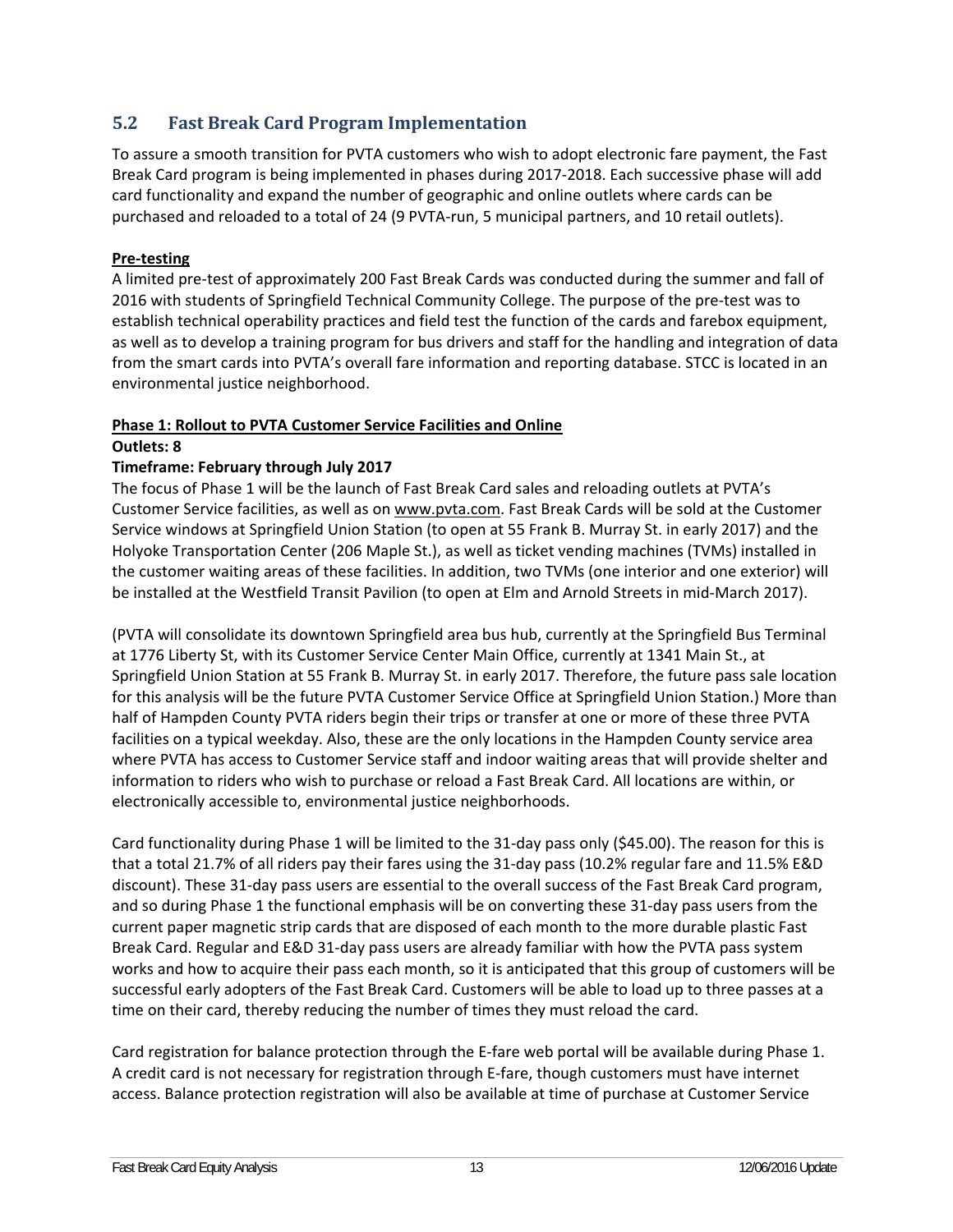## 5.2 Fast Break Card Program Implementation

To assure a smooth transition for PVTA customers who wish to adopt electronic fare payment, the Fast Break Card program is being implemented in phases during 2017-2018. Each successive phase will add card functionality and expand the number of geographic and online outlets where cards can be purchased and reloaded to a total of 24 (9 PVTA-run, 5 municipal partners, and 10 retail outlets).

**Pre-testing**

A limited pre-test of approximately 200 Fast Break Cards was conducted during the summer and fall of 2016 with students of Springfield Technical Community College. The purpose of the pre-test was to establish technical operability practices and field test the function of the cards and farebox equipment, as well as to develop a training program for bus drivers and staff for the handling and integration of data from the smart cards into PVTA's overall fare information and reporting database. STCC is located in an environmental justice neighborhood.

**Phase 1: Rollout to PVTA Customer Service Facilities and Online**

**Outlets: 8**

**Timeframe: February through July 2017**

The focus of Phase 1 will be the launch of Fast Break Card sales and reloading outlets at PVTA's Customer Service facilities, as well as on www.pvta.com. Fast Break Cards will be sold at the Customer Service windows at Springfield Union Station (to open at 55 Frank B. Murray St. in early 2017) and the Holyoke Transportation Center (206 Maple St.), as well as ticket vending machines (TVMs) installed in the customer waiting areas of these facilities. In addition, two TVMs (one interior and one exterior) will be installed at the Westfield Transit Pavilion (to open at Elm and Arnold Streets in mid-March 2017).

(PVTA will consolidate its downtown Springfield area bus hub, currently at the Springfield Bus Terminal at 1776 Liberty St, with its Customer Service Center Main Office, currently at 1341 Main St., at Springfield Union Station at 55 Frank B. Murray St. in early 2017. Therefore, the future pass sale location for this analysis will be the future PVTA Customer Service Office at Springfield Union Station.) More than half of Hampden County PVTA riders begin their trips or transfer at one or more of these three PVTA facilities on a typical weekday. Also, these are the only locations in the Hampden County service area where PVTA has access to Customer Service staff and indoor waiting areas that will provide shelter and information to riders who wish to purchase or reload a Fast Break Card. All locations are within, or electronically accessible to, environmental justice neighborhoods.

Card functionality during Phase 1 will be limited to the 31-day pass only ($45.00). The reason for this is that a total 21.7% of all riders pay their fares using the 31-day pass (10.2% regular fare and 11.5% E&D discount). These 31-day pass users are essential to the overall success of the Fast Break Card program, and so during Phase 1 the functional emphasis will be on converting these 31-day pass users from the current paper magnetic strip cards that are disposed of each month to the more durable plastic Fast Break Card. Regular and E&D 31-day pass users are already familiar with how the PVTA pass system works and how to acquire their pass each month, so it is anticipated that this group of customers will be successful early adopters of the Fast Break Card. Customers will be able to load up to three passes at a time on their card, thereby reducing the number of times they must reload the card.

Card registration for balance protection through the E-fare web portal will be available during Phase 1. A credit card is not necessary for registration through E-fare, though customers must have internet access. Balance protection registration will also be available at time of purchase at Customer Service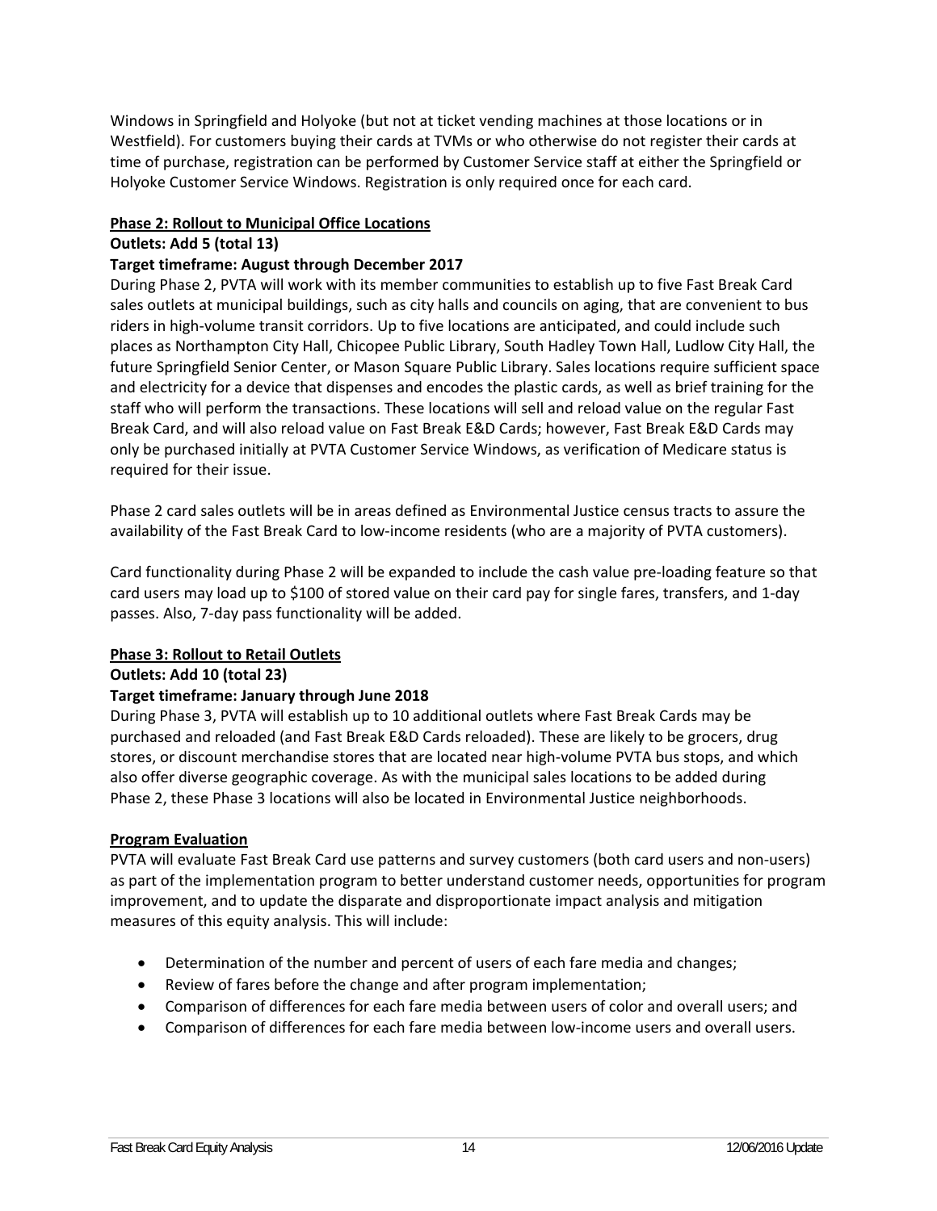Windows in Springfield and Holyoke (but not at ticket vending machines at those locations or in Westfield). For customers buying their cards at TVMs or who otherwise do not register their cards at time of purchase, registration can be performed by Customer Service staff at either the Springfield or Holyoke Customer Service Windows. Registration is only required once for each card.

**Phase 2: Rollout to Municipal Office Locations**

**Outlets: Add 5 (total 13)**

**Target timeframe: August through December 2017**

During Phase 2, PVTA will work with its member communities to establish up to five Fast Break Card sales outlets at municipal buildings, such as city halls and councils on aging, that are convenient to bus riders in high-volume transit corridors. Up to five locations are anticipated, and could include such places as Northampton City Hall, Chicopee Public Library, South Hadley Town Hall, Ludlow City Hall, the future Springfield Senior Center, or Mason Square Public Library. Sales locations require sufficient space and electricity for a device that dispenses and encodes the plastic cards, as well as brief training for the staff who will perform the transactions. These locations will sell and reload value on the regular Fast Break Card, and will also reload value on Fast Break E&D Cards; however, Fast Break E&D Cards may only be purchased initially at PVTA Customer Service Windows, as verification of Medicare status is required for their issue.

Phase 2 card sales outlets will be in areas defined as Environmental Justice census tracts to assure the availability of the Fast Break Card to low-income residents (who are a majority of PVTA customers).

Card functionality during Phase 2 will be expanded to include the cash value pre-loading feature so that card users may load up to $100 of stored value on their card pay for single fares, transfers, and 1-day passes. Also, 7-day pass functionality will be added.

**Phase 3: Rollout to Retail Outlets**

**Outlets: Add 10 (total 23)**

**Target timeframe: January through June 2018**

During Phase 3, PVTA will establish up to 10 additional outlets where Fast Break Cards may be purchased and reloaded (and Fast Break E&D Cards reloaded). These are likely to be grocers, drug stores, or discount merchandise stores that are located near high-volume PVTA bus stops, and which also offer diverse geographic coverage. As with the municipal sales locations to be added during Phase 2, these Phase 3 locations will also be located in Environmental Justice neighborhoods.

**Program Evaluation**

PVTA will evaluate Fast Break Card use patterns and survey customers (both card users and non-users) as part of the implementation program to better understand customer needs, opportunities for program improvement, and to update the disparate and disproportionate impact analysis and mitigation measures of this equity analysis. This will include:

- Determination of the number and percent of users of each fare media and changes;
- Review of fares before the change and after program implementation;
- Comparison of differences for each fare media between users of color and overall users; and
- Comparison of differences for each fare media between low-income users and overall users.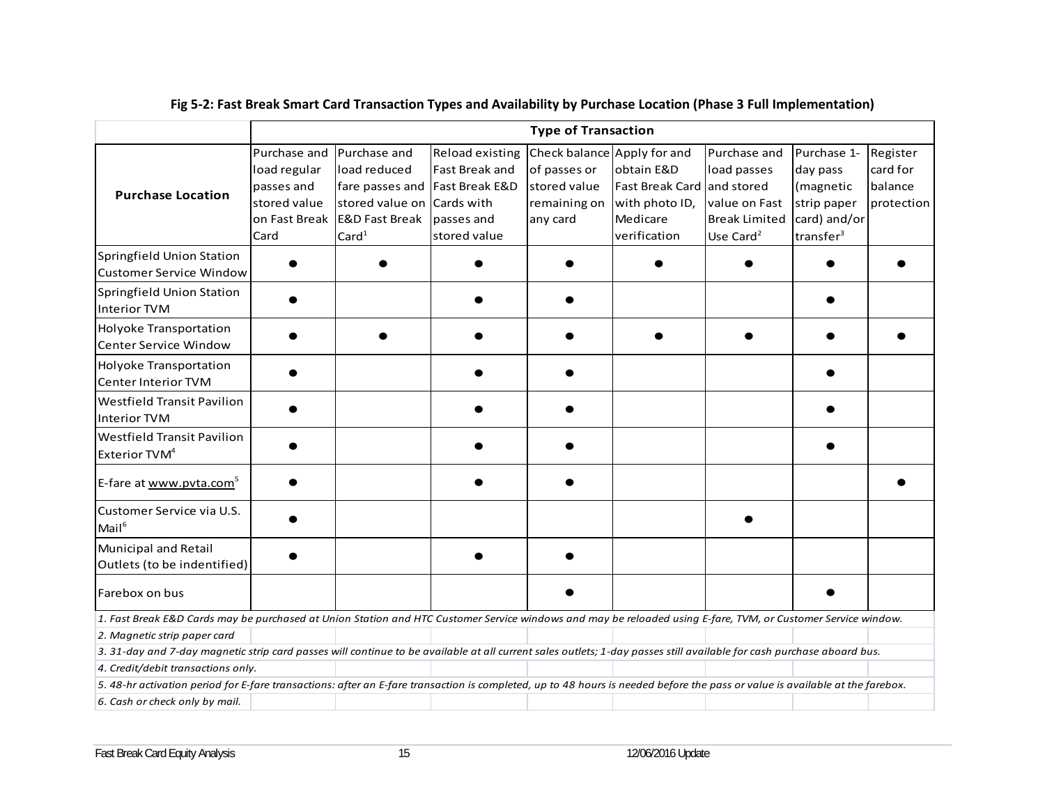**Fig 5-2: Fast Break Smart Card Transaction Types and Availability by Purchase Location (Phase 3 Full Implementation)**

| Purchase Location | Type of Transaction | | | | | | | |
|---|---|---|---|---|---|---|---|---|
| | Purchase and load regular passes and stored value on Fast Break Card | Purchase and load reduced fare passes and stored value on E&D Fast Break Card[1] | Reload existing Fast Break and Fast Break E&D Cards with passes and stored value | Check balance of passes or stored value remaining on any card | Apply for and obtain E&D Fast Break Card with photo ID, Medicare verification | Purchase and load passes and stored value on Fast Break Limited Use Card[2] | Purchase 1-day pass (magnetic strip paper card) and/or transfer[3] | Register card for balance protection |
| Springfield Union Station Customer Service Window | ● | ● | ● | ● | ● | ● | ● | ● |
| Springfield Union Station Interior TVM | ● | | ● | ● | | | ● | |
| Holyoke Transportation Center Service Window | ● | ● | ● | ● | ● | ● | ● | ● |
| Holyoke Transportation Center Interior TVM | ● | | ● | ● | | | ● | |
| Westfield Transit Pavilion Interior TVM | ● | | ● | ● | | | ● | |
| Westfield Transit Pavilion Exterior TVM[4] | ● | | ● | ● | | | ● | |
| E-fare at www.pvta.com[5] | ● | | ● | ● | | | | ● |
| Customer Service via U.S. Mail[6] | ● | | | | | ● | | |
| Municipal and Retail Outlets (to be indentified) | ● | | ● | ● | | | | |
| Farebox on bus | | | | ● | | | ● | |

*1. Fast Break E&D Cards may be purchased at Union Station and HTC Customer Service windows and may be reloaded using E-fare, TVM, or Customer Service window.*

*2. Magnetic strip paper card*

*3. 31-day and 7-day magnetic strip card passes will continue to be available at all current sales outlets; 1-day passes still available for cash purchase aboard bus.*

*4. Credit/debit transactions only.*

*5. 48-hr activation period for E-fare transactions: after an E-fare transaction is completed, up to 48 hours is needed before the pass or value is available at the farebox.*

*6. Cash or check only by mail.*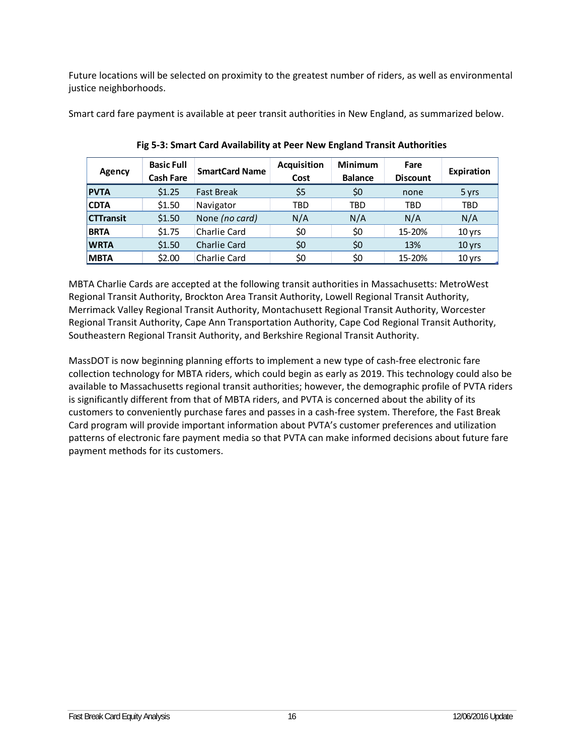Future locations will be selected on proximity to the greatest number of riders, as well as environmental justice neighborhoods.

Smart card fare payment is available at peer transit authorities in New England, as summarized below.

**Fig 5-3: Smart Card Availability at Peer New England Transit Authorities**

| Agency | Basic Full Cash Fare | SmartCard Name | Acquisition Cost | Minimum Balance | Fare Discount | Expiration |
|---|---|---|---|---|---|---|
| **PVTA** | $1.25 | Fast Break | $5 | $0 | none | 5 yrs |
| **CDTA** | $1.50 | Navigator | TBD | TBD | TBD | TBD |
| **CTTransit** | $1.50 | None *(no card)* | N/A | N/A | N/A | N/A |
| **BRTA** | $1.75 | Charlie Card | $0 | $0 | 15-20% | 10 yrs |
| **WRTA** | $1.50 | Charlie Card | $0 | $0 | 13% | 10 yrs |
| **MBTA** | $2.00 | Charlie Card | $0 | $0 | 15-20% | 10 yrs |

MBTA Charlie Cards are accepted at the following transit authorities in Massachusetts: MetroWest Regional Transit Authority, Brockton Area Transit Authority, Lowell Regional Transit Authority, Merrimack Valley Regional Transit Authority, Montachusett Regional Transit Authority, Worcester Regional Transit Authority, Cape Ann Transportation Authority, Cape Cod Regional Transit Authority, Southeastern Regional Transit Authority, and Berkshire Regional Transit Authority.

MassDOT is now beginning planning efforts to implement a new type of cash-free electronic fare collection technology for MBTA riders, which could begin as early as 2019. This technology could also be available to Massachusetts regional transit authorities; however, the demographic profile of PVTA riders is significantly different from that of MBTA riders, and PVTA is concerned about the ability of its customers to conveniently purchase fares and passes in a cash-free system. Therefore, the Fast Break Card program will provide important information about PVTA's customer preferences and utilization patterns of electronic fare payment media so that PVTA can make informed decisions about future fare payment methods for its customers.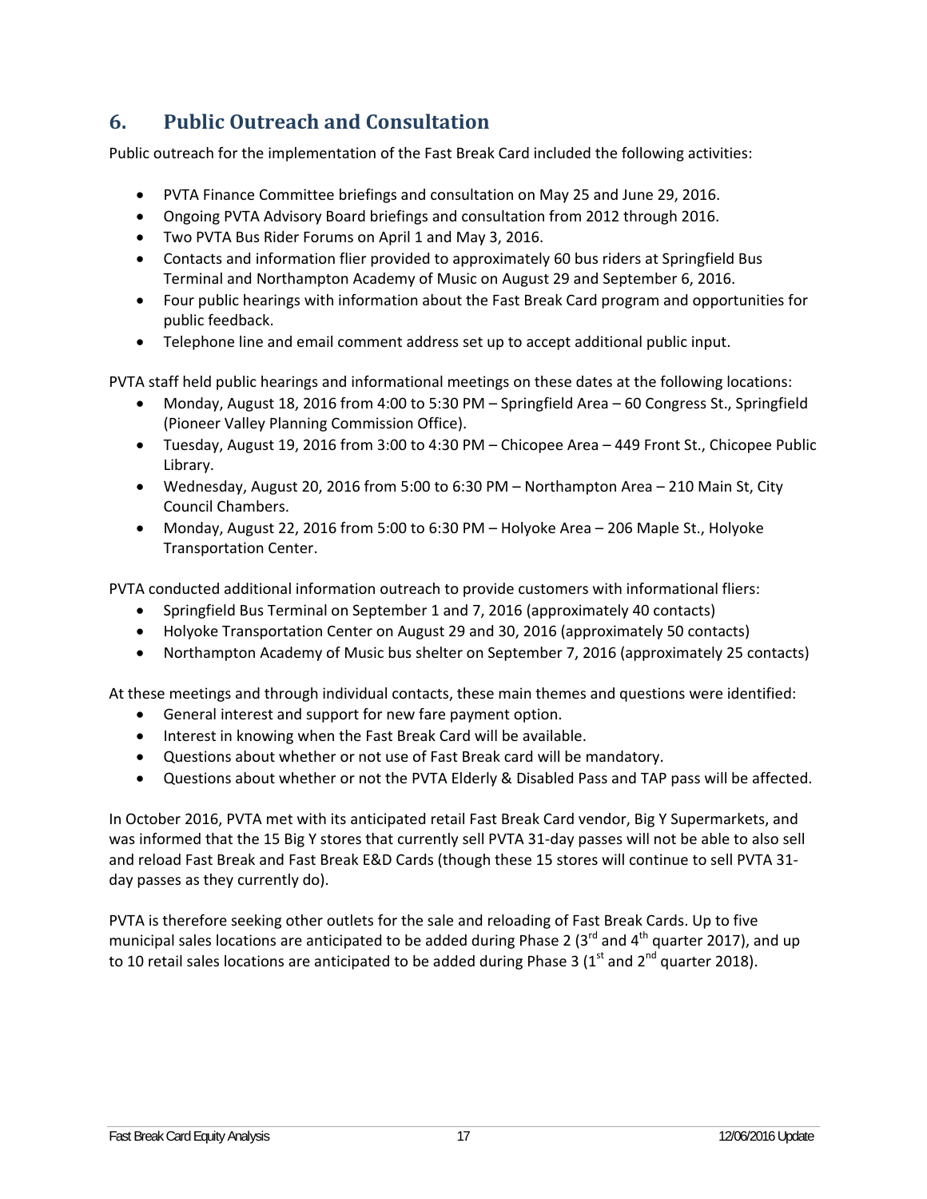## 6. Public Outreach and Consultation

Public outreach for the implementation of the Fast Break Card included the following activities:

- PVTA Finance Committee briefings and consultation on May 25 and June 29, 2016.
- Ongoing PVTA Advisory Board briefings and consultation from 2012 through 2016.
- Two PVTA Bus Rider Forums on April 1 and May 3, 2016.
- Contacts and information flier provided to approximately 60 bus riders at Springfield Bus Terminal and Northampton Academy of Music on August 29 and September 6, 2016.
- Four public hearings with information about the Fast Break Card program and opportunities for public feedback.
- Telephone line and email comment address set up to accept additional public input.

PVTA staff held public hearings and informational meetings on these dates at the following locations:

- Monday, August 18, 2016 from 4:00 to 5:30 PM – Springfield Area – 60 Congress St., Springfield (Pioneer Valley Planning Commission Office).
- Tuesday, August 19, 2016 from 3:00 to 4:30 PM – Chicopee Area – 449 Front St., Chicopee Public Library.
- Wednesday, August 20, 2016 from 5:00 to 6:30 PM – Northampton Area – 210 Main St, City Council Chambers.
- Monday, August 22, 2016 from 5:00 to 6:30 PM – Holyoke Area – 206 Maple St., Holyoke Transportation Center.

PVTA conducted additional information outreach to provide customers with informational fliers:

- Springfield Bus Terminal on September 1 and 7, 2016 (approximately 40 contacts)
- Holyoke Transportation Center on August 29 and 30, 2016 (approximately 50 contacts)
- Northampton Academy of Music bus shelter on September 7, 2016 (approximately 25 contacts)

At these meetings and through individual contacts, these main themes and questions were identified:

- General interest and support for new fare payment option.
- Interest in knowing when the Fast Break Card will be available.
- Questions about whether or not use of Fast Break card will be mandatory.
- Questions about whether or not the PVTA Elderly & Disabled Pass and TAP pass will be affected.

In October 2016, PVTA met with its anticipated retail Fast Break Card vendor, Big Y Supermarkets, and was informed that the 15 Big Y stores that currently sell PVTA 31-day passes will not be able to also sell and reload Fast Break and Fast Break E&D Cards (though these 15 stores will continue to sell PVTA 31-day passes as they currently do).

PVTA is therefore seeking other outlets for the sale and reloading of Fast Break Cards. Up to five municipal sales locations are anticipated to be added during Phase 2 (3rd and 4th quarter 2017), and up to 10 retail sales locations are anticipated to be added during Phase 3 (1st and 2nd quarter 2018).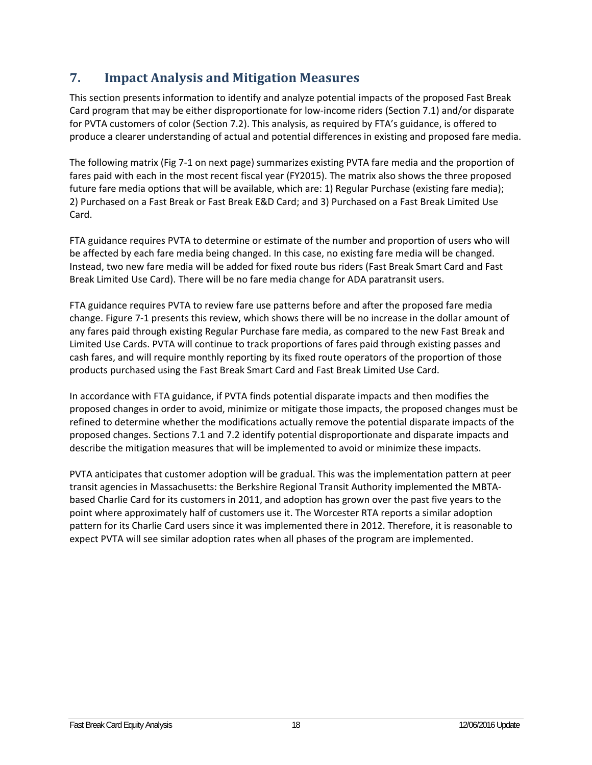## 7. Impact Analysis and Mitigation Measures

This section presents information to identify and analyze potential impacts of the proposed Fast Break Card program that may be either disproportionate for low-income riders (Section 7.1) and/or disparate for PVTA customers of color (Section 7.2). This analysis, as required by FTA's guidance, is offered to produce a clearer understanding of actual and potential differences in existing and proposed fare media.

The following matrix (Fig 7-1 on next page) summarizes existing PVTA fare media and the proportion of fares paid with each in the most recent fiscal year (FY2015). The matrix also shows the three proposed future fare media options that will be available, which are: 1) Regular Purchase (existing fare media); 2) Purchased on a Fast Break or Fast Break E&D Card; and 3) Purchased on a Fast Break Limited Use Card.

FTA guidance requires PVTA to determine or estimate of the number and proportion of users who will be affected by each fare media being changed. In this case, no existing fare media will be changed. Instead, two new fare media will be added for fixed route bus riders (Fast Break Smart Card and Fast Break Limited Use Card). There will be no fare media change for ADA paratransit users.

FTA guidance requires PVTA to review fare use patterns before and after the proposed fare media change. Figure 7-1 presents this review, which shows there will be no increase in the dollar amount of any fares paid through existing Regular Purchase fare media, as compared to the new Fast Break and Limited Use Cards. PVTA will continue to track proportions of fares paid through existing passes and cash fares, and will require monthly reporting by its fixed route operators of the proportion of those products purchased using the Fast Break Smart Card and Fast Break Limited Use Card.

In accordance with FTA guidance, if PVTA finds potential disparate impacts and then modifies the proposed changes in order to avoid, minimize or mitigate those impacts, the proposed changes must be refined to determine whether the modifications actually remove the potential disparate impacts of the proposed changes. Sections 7.1 and 7.2 identify potential disproportionate and disparate impacts and describe the mitigation measures that will be implemented to avoid or minimize these impacts.

PVTA anticipates that customer adoption will be gradual. This was the implementation pattern at peer transit agencies in Massachusetts: the Berkshire Regional Transit Authority implemented the MBTA-based Charlie Card for its customers in 2011, and adoption has grown over the past five years to the point where approximately half of customers use it. The Worcester RTA reports a similar adoption pattern for its Charlie Card users since it was implemented there in 2012. Therefore, it is reasonable to expect PVTA will see similar adoption rates when all phases of the program are implemented.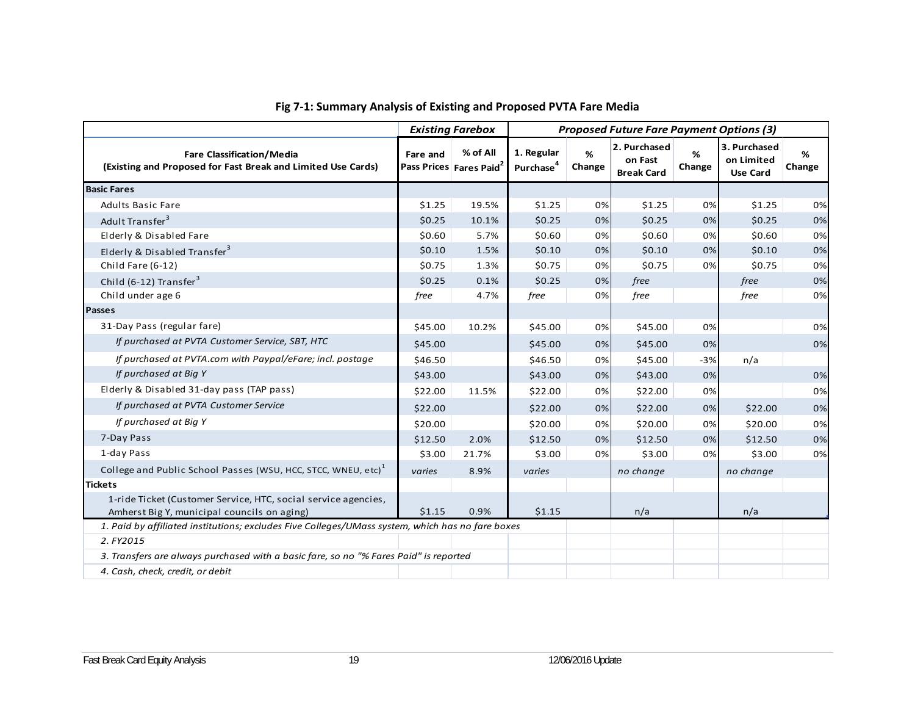## Fig 7-1: Summary Analysis of Existing and Proposed PVTA Fare Media

| | *Existing Farebox* | | *Proposed Future Fare Payment Options (3)* | | | | | |
|---|---|---|---|---|---|---|---|---|
| **Fare Classification/Media (Existing and Proposed for Fast Break and Limited Use Cards)** | **Fare and Pass Prices** | **% of All Fares Paid[2]** | **1. Regular Purchase[4]** | **% Change** | **2. Purchased on Fast Break Card** | **% Change** | **3. Purchased on Limited Use Card** | **% Change** |
| **Basic Fares** | | | | | | | | |
| Adults Basic Fare | $1.25 | 19.5% | $1.25 | 0% | $1.25 | 0% | $1.25 | 0% |
| Adult Transfer[3] | $0.25 | 10.1% | $0.25 | 0% | $0.25 | 0% | $0.25 | 0% |
| Elderly & Disabled Fare | $0.60 | 5.7% | $0.60 | 0% | $0.60 | 0% | $0.60 | 0% |
| Elderly & Disabled Transfer[3] | $0.10 | 1.5% | $0.10 | 0% | $0.10 | 0% | $0.10 | 0% |
| Child Fare (6-12) | $0.75 | 1.3% | $0.75 | 0% | $0.75 | 0% | $0.75 | 0% |
| Child (6-12) Transfer[3] | $0.25 | 0.1% | $0.25 | 0% | *free* | | *free* | 0% |
| Child under age 6 | *free* | 4.7% | *free* | 0% | *free* | | *free* | 0% |
| **Passes** | | | | | | | | |
| 31-Day Pass (regular fare) | $45.00 | 10.2% | $45.00 | 0% | $45.00 | 0% | | 0% |
| *If purchased at PVTA Customer Service, SBT, HTC* | $45.00 | | $45.00 | 0% | $45.00 | 0% | | 0% |
| *If purchased at PVTA.com with Paypal/eFare; incl. postage* | $46.50 | | $46.50 | 0% | $45.00 | -3% | n/a | |
| *If purchased at Big Y* | $43.00 | | $43.00 | 0% | $43.00 | 0% | | 0% |
| Elderly & Disabled 31-day pass (TAP pass) | $22.00 | 11.5% | $22.00 | 0% | $22.00 | 0% | | 0% |
| *If purchased at PVTA Customer Service* | $22.00 | | $22.00 | 0% | $22.00 | 0% | $22.00 | 0% |
| *If purchased at Big Y* | $20.00 | | $20.00 | 0% | $20.00 | 0% | $20.00 | 0% |
| 7-Day Pass | $12.50 | 2.0% | $12.50 | 0% | $12.50 | 0% | $12.50 | 0% |
| 1-day Pass | $3.00 | 21.7% | $3.00 | 0% | $3.00 | 0% | $3.00 | 0% |
| College and Public School Passes (WSU, HCC, STCC, WNEU, etc)[1] | *varies* | 8.9% | *varies* | | *no change* | | *no change* | |
| **Tickets** | | | | | | | | |
| 1-ride Ticket (Customer Service, HTC, social service agencies, Amherst Big Y, municipal councils on aging) | $1.15 | 0.9% | $1.15 | | n/a | | n/a | |

*1. Paid by affiliated institutions; excludes Five Colleges/UMass system, which has no fare boxes*

*2. FY2015*

*3. Transfers are always purchased with a basic fare, so no "% Fares Paid" is reported*

*4. Cash, check, credit, or debit*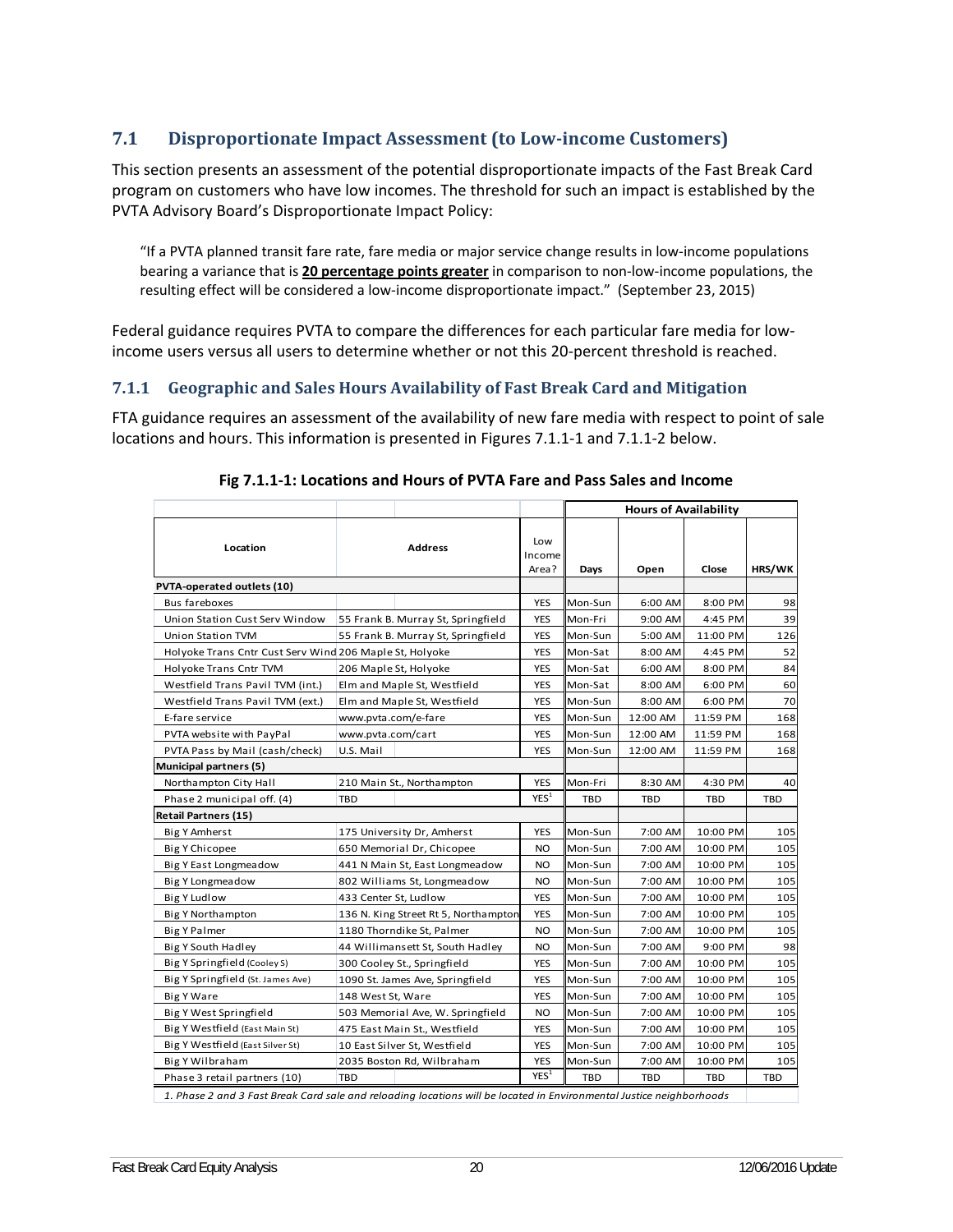## 7.1 Disproportionate Impact Assessment (to Low-income Customers)

This section presents an assessment of the potential disproportionate impacts of the Fast Break Card program on customers who have low incomes. The threshold for such an impact is established by the PVTA Advisory Board's Disproportionate Impact Policy:

> "If a PVTA planned transit fare rate, fare media or major service change results in low-income populations bearing a variance that is **20 percentage points greater** in comparison to non-low-income populations, the resulting effect will be considered a low-income disproportionate impact." (September 23, 2015)

Federal guidance requires PVTA to compare the differences for each particular fare media for low-income users versus all users to determine whether or not this 20-percent threshold is reached.

### 7.1.1 Geographic and Sales Hours Availability of Fast Break Card and Mitigation

FTA guidance requires an assessment of the availability of new fare media with respect to point of sale locations and hours. This information is presented in Figures 7.1.1-1 and 7.1.1-2 below.

**Fig 7.1.1-1: Locations and Hours of PVTA Fare and Pass Sales and Income**

| Location | Address | Low Income Area? | Hours of Availability | | | |
|---|---|---|---|---|---|---|
| | | | Days | Open | Close | HRS/WK |
| **PVTA-operated outlets (10)** | | | | | | |
| Bus fareboxes | | YES | Mon-Sun | 6:00 AM | 8:00 PM | 98 |
| Union Station Cust Serv Window | 55 Frank B. Murray St, Springfield | YES | Mon-Fri | 9:00 AM | 4:45 PM | 39 |
| Union Station TVM | 55 Frank B. Murray St, Springfield | YES | Mon-Sun | 5:00 AM | 11:00 PM | 126 |
| Holyoke Trans Cntr Cust Serv Wind | 206 Maple St, Holyoke | YES | Mon-Sat | 8:00 AM | 4:45 PM | 52 |
| Holyoke Trans Cntr TVM | 206 Maple St, Holyoke | YES | Mon-Sat | 6:00 AM | 8:00 PM | 84 |
| Westfield Trans Pavil TVM (int.) | Elm and Maple St, Westfield | YES | Mon-Sat | 8:00 AM | 6:00 PM | 60 |
| Westfield Trans Pavil TVM (ext.) | Elm and Maple St, Westfield | YES | Mon-Sun | 8:00 AM | 6:00 PM | 70 |
| E-fare service | www.pvta.com/e-fare | YES | Mon-Sun | 12:00 AM | 11:59 PM | 168 |
| PVTA website with PayPal | www.pvta.com/cart | YES | Mon-Sun | 12:00 AM | 11:59 PM | 168 |
| PVTA Pass by Mail (cash/check) | U.S. Mail | YES | Mon-Sun | 12:00 AM | 11:59 PM | 168 |
| **Municipal partners (5)** | | | | | | |
| Northampton City Hall | 210 Main St., Northampton | YES | Mon-Fri | 8:30 AM | 4:30 PM | 40 |
| Phase 2 municipal off. (4) | TBD | YES[1] | TBD | TBD | TBD | TBD |
| **Retail Partners (15)** | | | | | | |
| Big Y Amherst | 175 University Dr, Amherst | YES | Mon-Sun | 7:00 AM | 10:00 PM | 105 |
| Big Y Chicopee | 650 Memorial Dr, Chicopee | NO | Mon-Sun | 7:00 AM | 10:00 PM | 105 |
| Big Y East Longmeadow | 441 N Main St, East Longmeadow | NO | Mon-Sun | 7:00 AM | 10:00 PM | 105 |
| Big Y Longmeadow | 802 Williams St, Longmeadow | NO | Mon-Sun | 7:00 AM | 10:00 PM | 105 |
| Big Y Ludlow | 433 Center St, Ludlow | YES | Mon-Sun | 7:00 AM | 10:00 PM | 105 |
| Big Y Northampton | 136 N. King Street Rt 5, Northampton | YES | Mon-Sun | 7:00 AM | 10:00 PM | 105 |
| Big Y Palmer | 1180 Thorndike St, Palmer | NO | Mon-Sun | 7:00 AM | 10:00 PM | 105 |
| Big Y South Hadley | 44 Willimansett St, South Hadley | NO | Mon-Sun | 7:00 AM | 9:00 PM | 98 |
| Big Y Springfield (Cooley S) | 300 Cooley St., Springfield | YES | Mon-Sun | 7:00 AM | 10:00 PM | 105 |
| Big Y Springfield (St. James Ave) | 1090 St. James Ave, Springfield | YES | Mon-Sun | 7:00 AM | 10:00 PM | 105 |
| Big Y Ware | 148 West St, Ware | YES | Mon-Sun | 7:00 AM | 10:00 PM | 105 |
| Big Y West Springfield | 503 Memorial Ave, W. Springfield | NO | Mon-Sun | 7:00 AM | 10:00 PM | 105 |
| Big Y Westfield (East Main St) | 475 East Main St., Westfield | YES | Mon-Sun | 7:00 AM | 10:00 PM | 105 |
| Big Y Westfield (East Silver St) | 10 East Silver St, Westfield | YES | Mon-Sun | 7:00 AM | 10:00 PM | 105 |
| Big Y Wilbraham | 2035 Boston Rd, Wilbraham | YES | Mon-Sun | 7:00 AM | 10:00 PM | 105 |
| Phase 3 retail partners (10) | TBD | YES[1] | TBD | TBD | TBD | TBD |

*1. Phase 2 and 3 Fast Break Card sale and reloading locations will be located in Environmental Justice neighborhoods*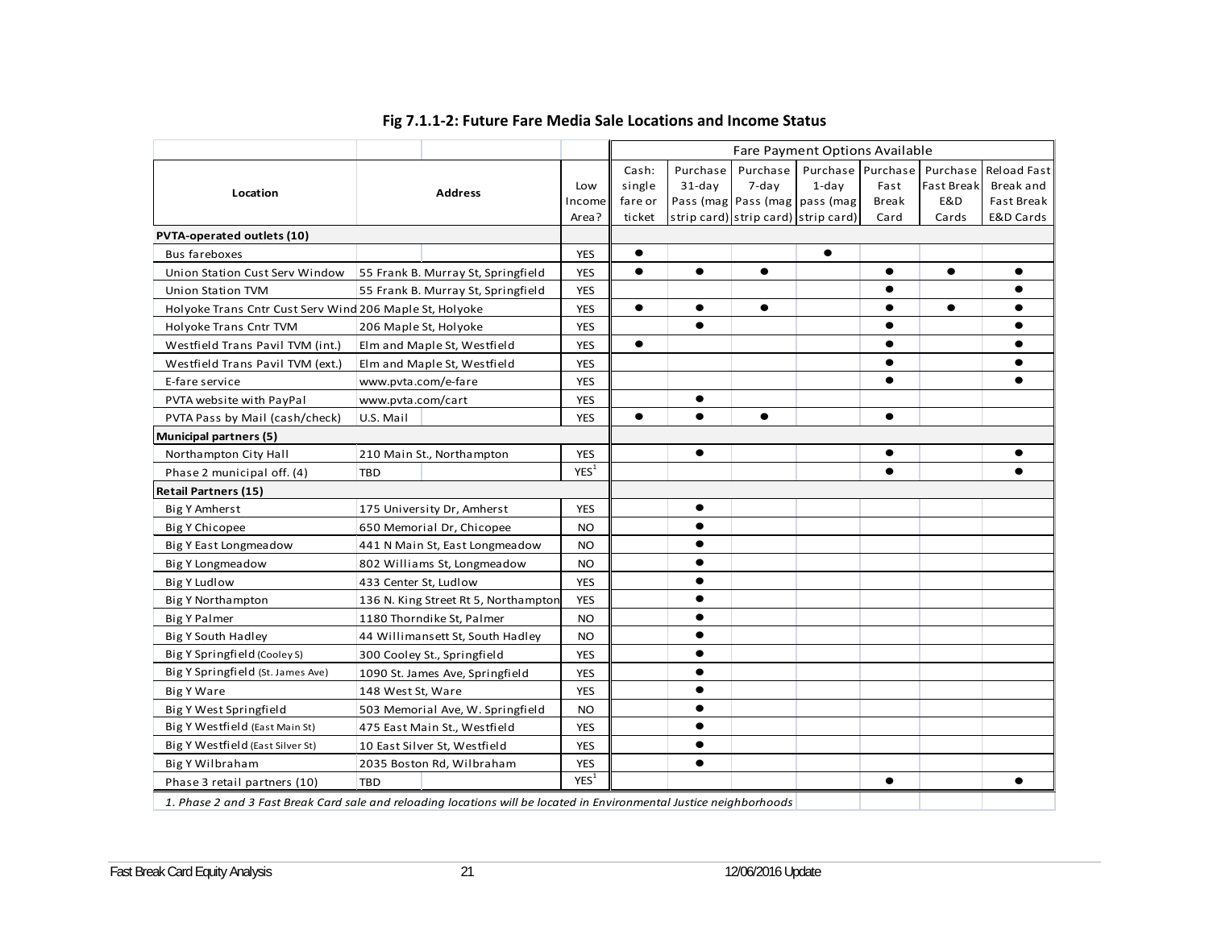**Fig 7.1.1-2: Future Fare Media Sale Locations and Income Status**

| Location | Address | Low Income Area? | Cash: single fare or ticket | Purchase 31-day Pass (mag strip card) | Purchase 7-day Pass (mag strip card) | Purchase 1-day pass (mag strip card) | Purchase Fast Break Card | Purchase Fast Break E&D Cards | Reload Fast Break and Fast Break E&D Cards |
|---|---|---|---|---|---|---|---|---|---|
| **PVTA-operated outlets (10)** | | | | | | | | | |
| Bus fareboxes | | YES | ● | | | ● | | | |
| Union Station Cust Serv Window | 55 Frank B. Murray St, Springfield | YES | ● | ● | ● | | ● | ● | ● |
| Union Station TVM | 55 Frank B. Murray St, Springfield | YES | | | | | ● | | ● |
| Holyoke Trans Cntr Cust Serv Wind | 206 Maple St, Holyoke | YES | ● | ● | ● | | ● | ● | ● |
| Holyoke Trans Cntr TVM | 206 Maple St, Holyoke | YES | | ● | | | ● | | ● |
| Westfield Trans Pavil TVM (int.) | Elm and Maple St, Westfield | YES | ● | | | | ● | | ● |
| Westfield Trans Pavil TVM (ext.) | Elm and Maple St, Westfield | YES | | | | | ● | | ● |
| E-fare service | www.pvta.com/e-fare | YES | | | | | ● | | ● |
| PVTA website with PayPal | www.pvta.com/cart | YES | | ● | | | | | |
| PVTA Pass by Mail (cash/check) | U.S. Mail | YES | ● | ● | ● | | ● | | |
| **Municipal partners (5)** | | | | | | | | | |
| Northampton City Hall | 210 Main St., Northampton | YES | | ● | | | ● | | ● |
| Phase 2 municipal off. (4) | TBD | YES[1] | | | | | ● | | ● |
| **Retail Partners (15)** | | | | | | | | | |
| Big Y Amherst | 175 University Dr, Amherst | YES | | ● | | | | | |
| Big Y Chicopee | 650 Memorial Dr, Chicopee | NO | | ● | | | | | |
| Big Y East Longmeadow | 441 N Main St, East Longmeadow | NO | | ● | | | | | |
| Big Y Longmeadow | 802 Williams St, Longmeadow | NO | | ● | | | | | |
| Big Y Ludlow | 433 Center St, Ludlow | YES | | ● | | | | | |
| Big Y Northampton | 136 N. King Street Rt 5, Northampton | YES | | ● | | | | | |
| Big Y Palmer | 1180 Thorndike St, Palmer | NO | | ● | | | | | |
| Big Y South Hadley | 44 Willimansett St, South Hadley | NO | | ● | | | | | |
| Big Y Springfield (Cooley S) | 300 Cooley St., Springfield | YES | | ● | | | | | |
| Big Y Springfield (St. James Ave) | 1090 St. James Ave, Springfield | YES | | ● | | | | | |
| Big Y Ware | 148 West St, Ware | YES | | ● | | | | | |
| Big Y West Springfield | 503 Memorial Ave, W. Springfield | NO | | ● | | | | | |
| Big Y Westfield (East Main St) | 475 East Main St., Westfield | YES | | ● | | | | | |
| Big Y Westfield (East Silver St) | 10 East Silver St, Westfield | YES | | ● | | | | | |
| Big Y Wilbraham | 2035 Boston Rd, Wilbraham | YES | | ● | | | | | |
| Phase 3 retail partners (10) | TBD | YES[1] | | | | | ● | | ● |

*1. Phase 2 and 3 Fast Break Card sale and reloading locations will be located in Environmental Justice neighborhoods*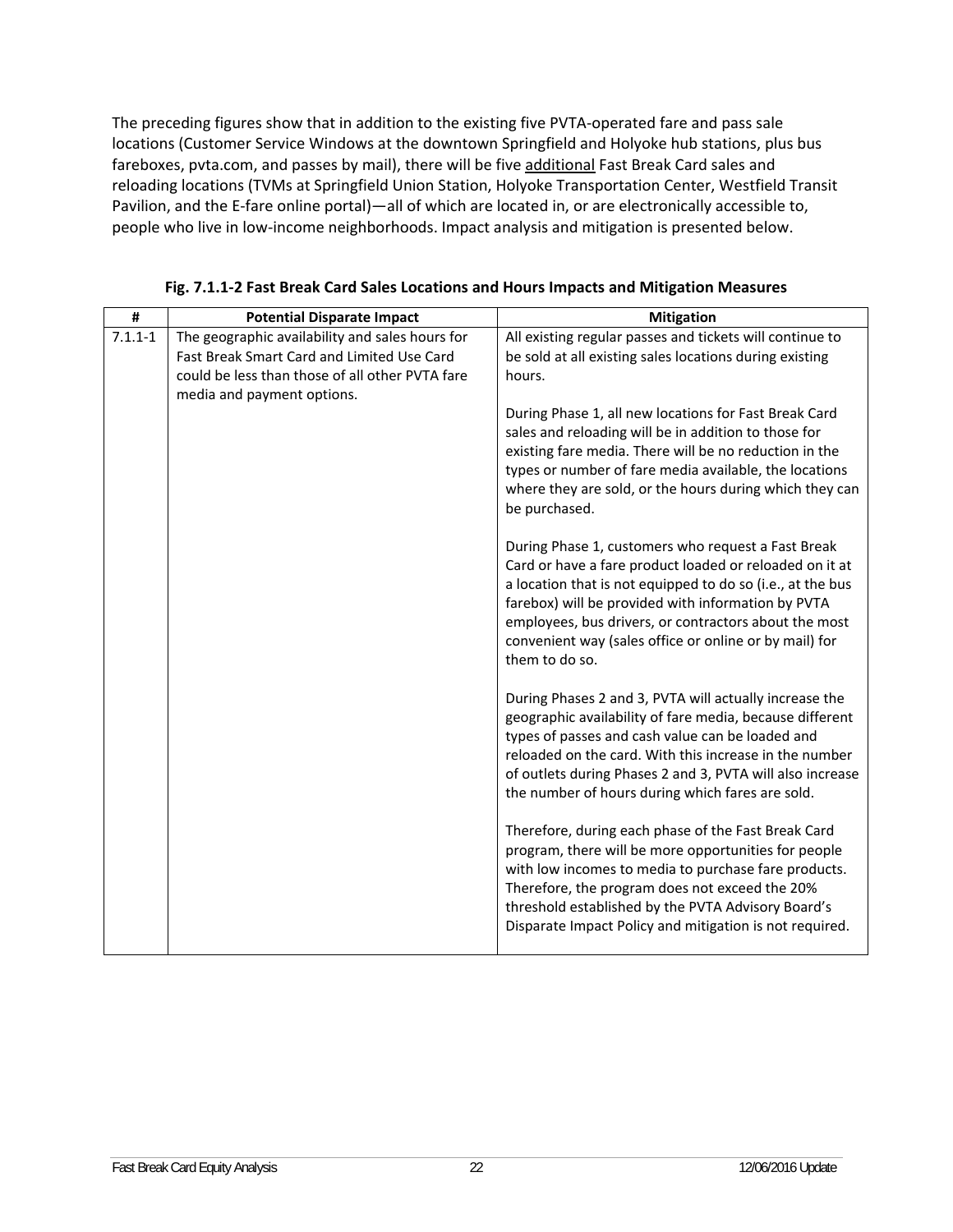The preceding figures show that in addition to the existing five PVTA-operated fare and pass sale locations (Customer Service Windows at the downtown Springfield and Holyoke hub stations, plus bus fareboxes, pvta.com, and passes by mail), there will be five additional Fast Break Card sales and reloading locations (TVMs at Springfield Union Station, Holyoke Transportation Center, Westfield Transit Pavilion, and the E-fare online portal)—all of which are located in, or are electronically accessible to, people who live in low-income neighborhoods. Impact analysis and mitigation is presented below.

**Fig. 7.1.1-2 Fast Break Card Sales Locations and Hours Impacts and Mitigation Measures**

| # | Potential Disparate Impact | Mitigation |
|---|---|---|
| 7.1.1-1 | The geographic availability and sales hours for Fast Break Smart Card and Limited Use Card could be less than those of all other PVTA fare media and payment options. | All existing regular passes and tickets will continue to be sold at all existing sales locations during existing hours.<br><br>During Phase 1, all new locations for Fast Break Card sales and reloading will be in addition to those for existing fare media. There will be no reduction in the types or number of fare media available, the locations where they are sold, or the hours during which they can be purchased.<br><br>During Phase 1, customers who request a Fast Break Card or have a fare product loaded or reloaded on it at a location that is not equipped to do so (i.e., at the bus farebox) will be provided with information by PVTA employees, bus drivers, or contractors about the most convenient way (sales office or online or by mail) for them to do so.<br><br>During Phases 2 and 3, PVTA will actually increase the geographic availability of fare media, because different types of passes and cash value can be loaded and reloaded on the card. With this increase in the number of outlets during Phases 2 and 3, PVTA will also increase the number of hours during which fares are sold.<br><br>Therefore, during each phase of the Fast Break Card program, there will be more opportunities for people with low incomes to media to purchase fare products. Therefore, the program does not exceed the 20% threshold established by the PVTA Advisory Board's Disparate Impact Policy and mitigation is not required. |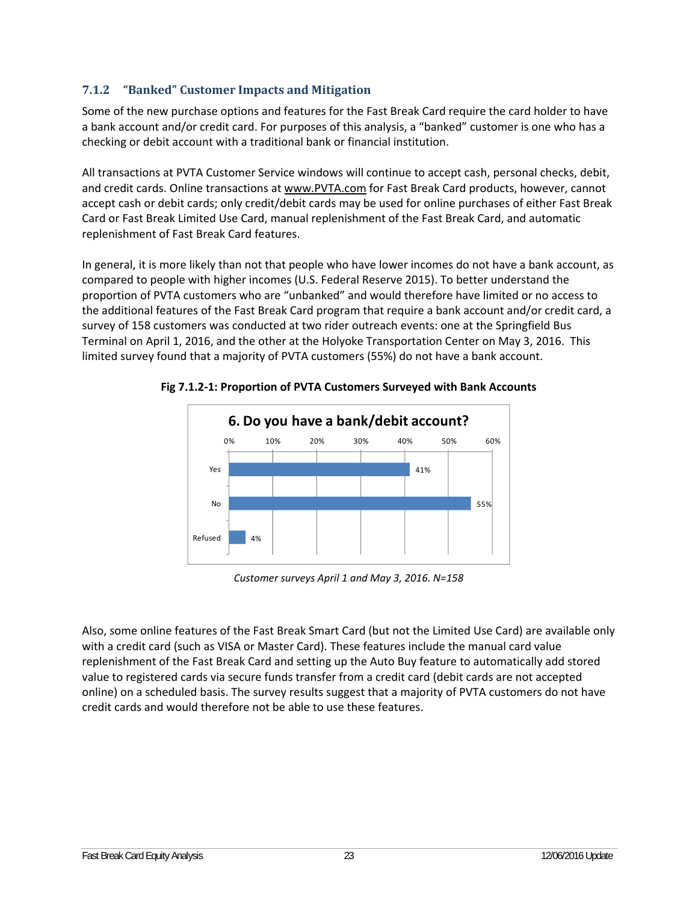### 7.1.2 "Banked" Customer Impacts and Mitigation

Some of the new purchase options and features for the Fast Break Card require the card holder to have a bank account and/or credit card. For purposes of this analysis, a "banked" customer is one who has a checking or debit account with a traditional bank or financial institution.

All transactions at PVTA Customer Service windows will continue to accept cash, personal checks, debit, and credit cards. Online transactions at www.PVTA.com for Fast Break Card products, however, cannot accept cash or debit cards; only credit/debit cards may be used for online purchases of either Fast Break Card or Fast Break Limited Use Card, manual replenishment of the Fast Break Card, and automatic replenishment of Fast Break Card features.

In general, it is more likely than not that people who have lower incomes do not have a bank account, as compared to people with higher incomes (U.S. Federal Reserve 2015). To better understand the proportion of PVTA customers who are "unbanked" and would therefore have limited or no access to the additional features of the Fast Break Card program that require a bank account and/or credit card, a survey of 158 customers was conducted at two rider outreach events: one at the Springfield Bus Terminal on April 1, 2016, and the other at the Holyoke Transportation Center on May 3, 2016. This limited survey found that a majority of PVTA customers (55%) do not have a bank account.

**Fig 7.1.2-1: Proportion of PVTA Customers Surveyed with Bank Accounts**

**6. Do you have a bank/debit account?**

| Response | Percent |
|---|---|
| Yes | 41% |
| No | 55% |
| Refused | 4% |

*Customer surveys April 1 and May 3, 2016. N=158*

Also, some online features of the Fast Break Smart Card (but not the Limited Use Card) are available only with a credit card (such as VISA or Master Card). These features include the manual card value replenishment of the Fast Break Card and setting up the Auto Buy feature to automatically add stored value to registered cards via secure funds transfer from a credit card (debit cards are not accepted online) on a scheduled basis. The survey results suggest that a majority of PVTA customers do not have credit cards and would therefore not be able to use these features.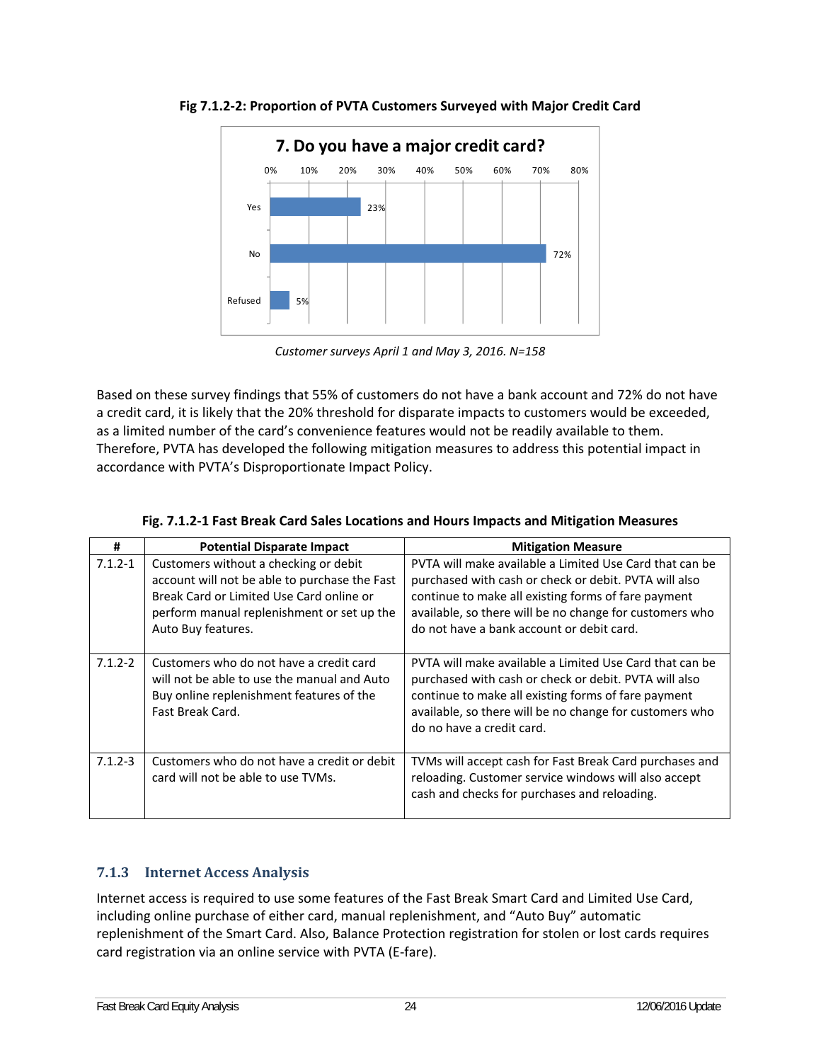**Fig 7.1.2-2: Proportion of PVTA Customers Surveyed with Major Credit Card**

**7. Do you have a major credit card?**

| Response | Percent |
|---|---|
| Yes | 23% |
| No | 72% |
| Refused | 5% |

*Customer surveys April 1 and May 3, 2016. N=158*

Based on these survey findings that 55% of customers do not have a bank account and 72% do not have a credit card, it is likely that the 20% threshold for disparate impacts to customers would be exceeded, as a limited number of the card's convenience features would not be readily available to them. Therefore, PVTA has developed the following mitigation measures to address this potential impact in accordance with PVTA's Disproportionate Impact Policy.

**Fig. 7.1.2-1 Fast Break Card Sales Locations and Hours Impacts and Mitigation Measures**

| # | Potential Disparate Impact | Mitigation Measure |
|---|---|---|
| 7.1.2-1 | Customers without a checking or debit account will not be able to purchase the Fast Break Card or Limited Use Card online or perform manual replenishment or set up the Auto Buy features. | PVTA will make available a Limited Use Card that can be purchased with cash or check or debit. PVTA will also continue to make all existing forms of fare payment available, so there will be no change for customers who do not have a bank account or debit card. |
| 7.1.2-2 | Customers who do not have a credit card will not be able to use the manual and Auto Buy online replenishment features of the Fast Break Card. | PVTA will make available a Limited Use Card that can be purchased with cash or check or debit. PVTA will also continue to make all existing forms of fare payment available, so there will be no change for customers who do no have a credit card. |
| 7.1.2-3 | Customers who do not have a credit or debit card will not be able to use TVMs. | TVMs will accept cash for Fast Break Card purchases and reloading. Customer service windows will also accept cash and checks for purchases and reloading. |

### 7.1.3 Internet Access Analysis

Internet access is required to use some features of the Fast Break Smart Card and Limited Use Card, including online purchase of either card, manual replenishment, and "Auto Buy" automatic replenishment of the Smart Card. Also, Balance Protection registration for stolen or lost cards requires card registration via an online service with PVTA (E-fare).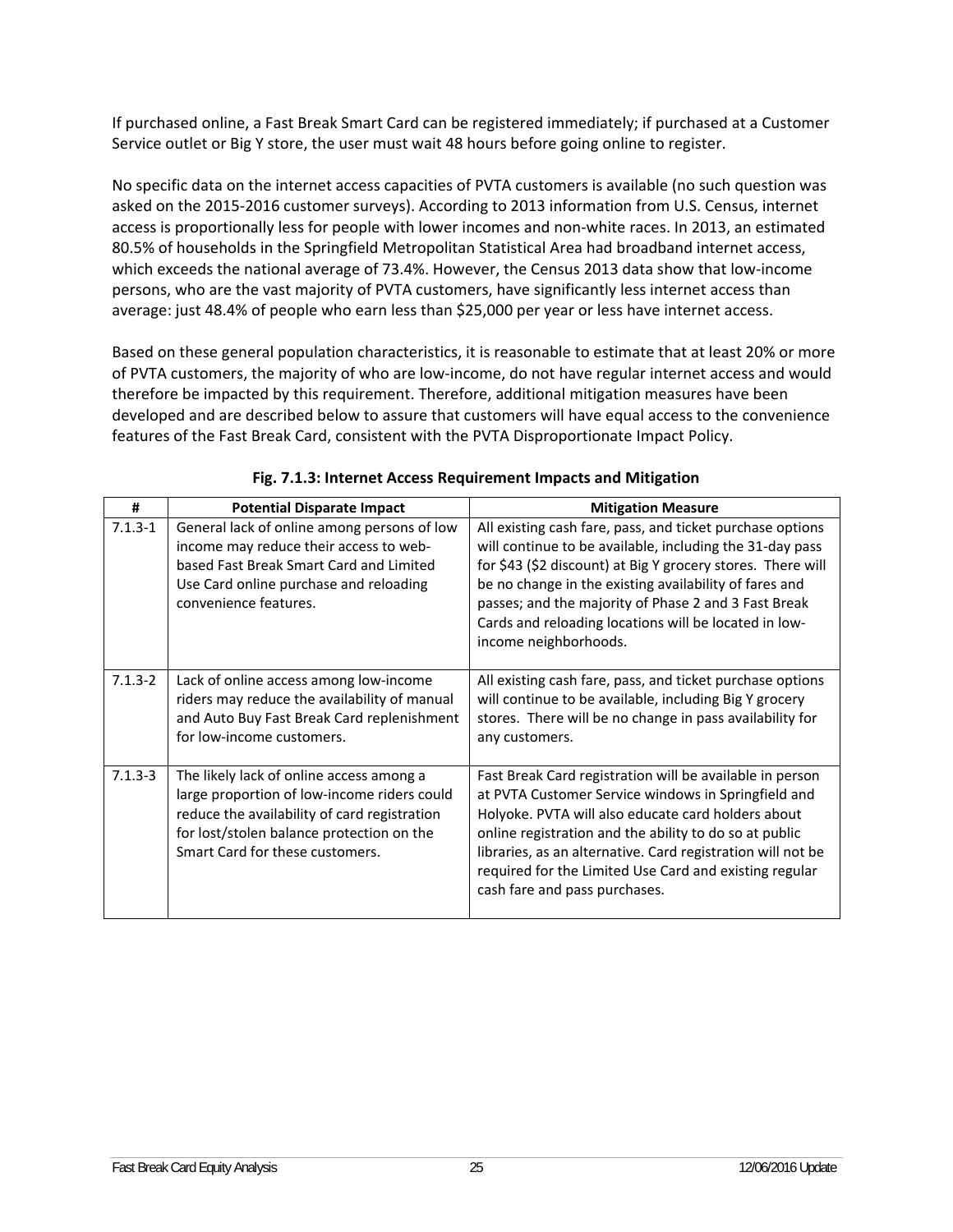If purchased online, a Fast Break Smart Card can be registered immediately; if purchased at a Customer Service outlet or Big Y store, the user must wait 48 hours before going online to register.

No specific data on the internet access capacities of PVTA customers is available (no such question was asked on the 2015-2016 customer surveys). According to 2013 information from U.S. Census, internet access is proportionally less for people with lower incomes and non-white races. In 2013, an estimated 80.5% of households in the Springfield Metropolitan Statistical Area had broadband internet access, which exceeds the national average of 73.4%. However, the Census 2013 data show that low-income persons, who are the vast majority of PVTA customers, have significantly less internet access than average: just 48.4% of people who earn less than $25,000 per year or less have internet access.

Based on these general population characteristics, it is reasonable to estimate that at least 20% or more of PVTA customers, the majority of who are low-income, do not have regular internet access and would therefore be impacted by this requirement. Therefore, additional mitigation measures have been developed and are described below to assure that customers will have equal access to the convenience features of the Fast Break Card, consistent with the PVTA Disproportionate Impact Policy.

**Fig. 7.1.3: Internet Access Requirement Impacts and Mitigation**

| # | Potential Disparate Impact | Mitigation Measure |
|---|---|---|
| 7.1.3-1 | General lack of online among persons of low income may reduce their access to web-based Fast Break Smart Card and Limited Use Card online purchase and reloading convenience features. | All existing cash fare, pass, and ticket purchase options will continue to be available, including the 31-day pass for $43 ($2 discount) at Big Y grocery stores. There will be no change in the existing availability of fares and passes; and the majority of Phase 2 and 3 Fast Break Cards and reloading locations will be located in low-income neighborhoods. |
| 7.1.3-2 | Lack of online access among low-income riders may reduce the availability of manual and Auto Buy Fast Break Card replenishment for low-income customers. | All existing cash fare, pass, and ticket purchase options will continue to be available, including Big Y grocery stores. There will be no change in pass availability for any customers. |
| 7.1.3-3 | The likely lack of online access among a large proportion of low-income riders could reduce the availability of card registration for lost/stolen balance protection on the Smart Card for these customers. | Fast Break Card registration will be available in person at PVTA Customer Service windows in Springfield and Holyoke. PVTA will also educate card holders about online registration and the ability to do so at public libraries, as an alternative. Card registration will not be required for the Limited Use Card and existing regular cash fare and pass purchases. |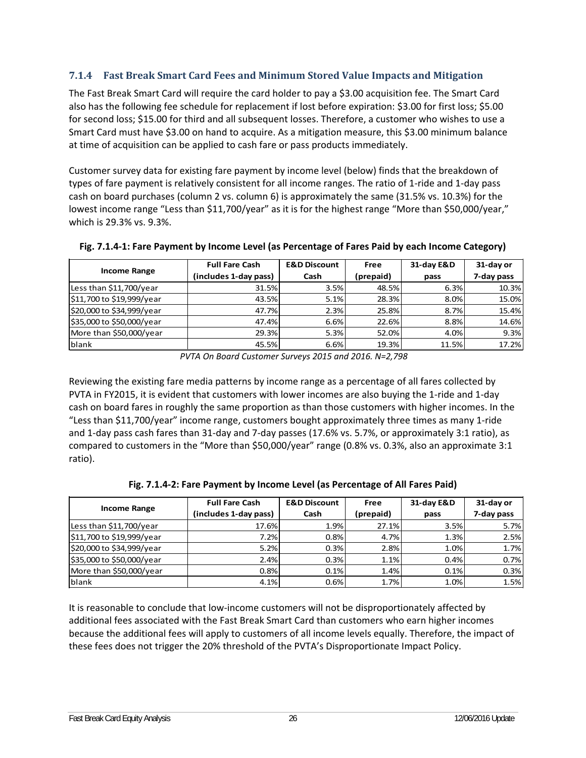### 7.1.4 Fast Break Smart Card Fees and Minimum Stored Value Impacts and Mitigation

The Fast Break Smart Card will require the card holder to pay a $3.00 acquisition fee. The Smart Card also has the following fee schedule for replacement if lost before expiration: $3.00 for first loss; $5.00 for second loss; $15.00 for third and all subsequent losses. Therefore, a customer who wishes to use a Smart Card must have $3.00 on hand to acquire. As a mitigation measure, this $3.00 minimum balance at time of acquisition can be applied to cash fare or pass products immediately.

Customer survey data for existing fare payment by income level (below) finds that the breakdown of types of fare payment is relatively consistent for all income ranges. The ratio of 1-ride and 1-day pass cash on board purchases (column 2 vs. column 6) is approximately the same (31.5% vs. 10.3%) for the lowest income range "Less than $11,700/year" as it is for the highest range "More than $50,000/year," which is 29.3% vs. 9.3%.

**Fig. 7.1.4-1: Fare Payment by Income Level (as Percentage of Fares Paid by each Income Category)**

| Income Range | Full Fare Cash (includes 1-day pass) | E&D Discount Cash | Free (prepaid) | 31-day E&D pass | 31-day or 7-day pass |
|---|---|---|---|---|---|
| Less than $11,700/year | 31.5% | 3.5% | 48.5% | 6.3% | 10.3% |
| $11,700 to $19,999/year | 43.5% | 5.1% | 28.3% | 8.0% | 15.0% |
| $20,000 to $34,999/year | 47.7% | 2.3% | 25.8% | 8.7% | 15.4% |
| $35,000 to $50,000/year | 47.4% | 6.6% | 22.6% | 8.8% | 14.6% |
| More than $50,000/year | 29.3% | 5.3% | 52.0% | 4.0% | 9.3% |
| blank | 45.5% | 6.6% | 19.3% | 11.5% | 17.2% |

*PVTA On Board Customer Surveys 2015 and 2016. N=2,798*

Reviewing the existing fare media patterns by income range as a percentage of all fares collected by PVTA in FY2015, it is evident that customers with lower incomes are also buying the 1-ride and 1-day cash on board fares in roughly the same proportion as than those customers with higher incomes. In the "Less than $11,700/year" income range, customers bought approximately three times as many 1-ride and 1-day pass cash fares than 31-day and 7-day passes (17.6% vs. 5.7%, or approximately 3:1 ratio), as compared to customers in the "More than $50,000/year" range (0.8% vs. 0.3%, also an approximate 3:1 ratio).

**Fig. 7.1.4-2: Fare Payment by Income Level (as Percentage of All Fares Paid)**

| Income Range | Full Fare Cash (includes 1-day pass) | E&D Discount Cash | Free (prepaid) | 31-day E&D pass | 31-day or 7-day pass |
|---|---|---|---|---|---|
| Less than $11,700/year | 17.6% | 1.9% | 27.1% | 3.5% | 5.7% |
| $11,700 to $19,999/year | 7.2% | 0.8% | 4.7% | 1.3% | 2.5% |
| $20,000 to $34,999/year | 5.2% | 0.3% | 2.8% | 1.0% | 1.7% |
| $35,000 to $50,000/year | 2.4% | 0.3% | 1.1% | 0.4% | 0.7% |
| More than $50,000/year | 0.8% | 0.1% | 1.4% | 0.1% | 0.3% |
| blank | 4.1% | 0.6% | 1.7% | 1.0% | 1.5% |

It is reasonable to conclude that low-income customers will not be disproportionately affected by additional fees associated with the Fast Break Smart Card than customers who earn higher incomes because the additional fees will apply to customers of all income levels equally. Therefore, the impact of these fees does not trigger the 20% threshold of the PVTA's Disproportionate Impact Policy.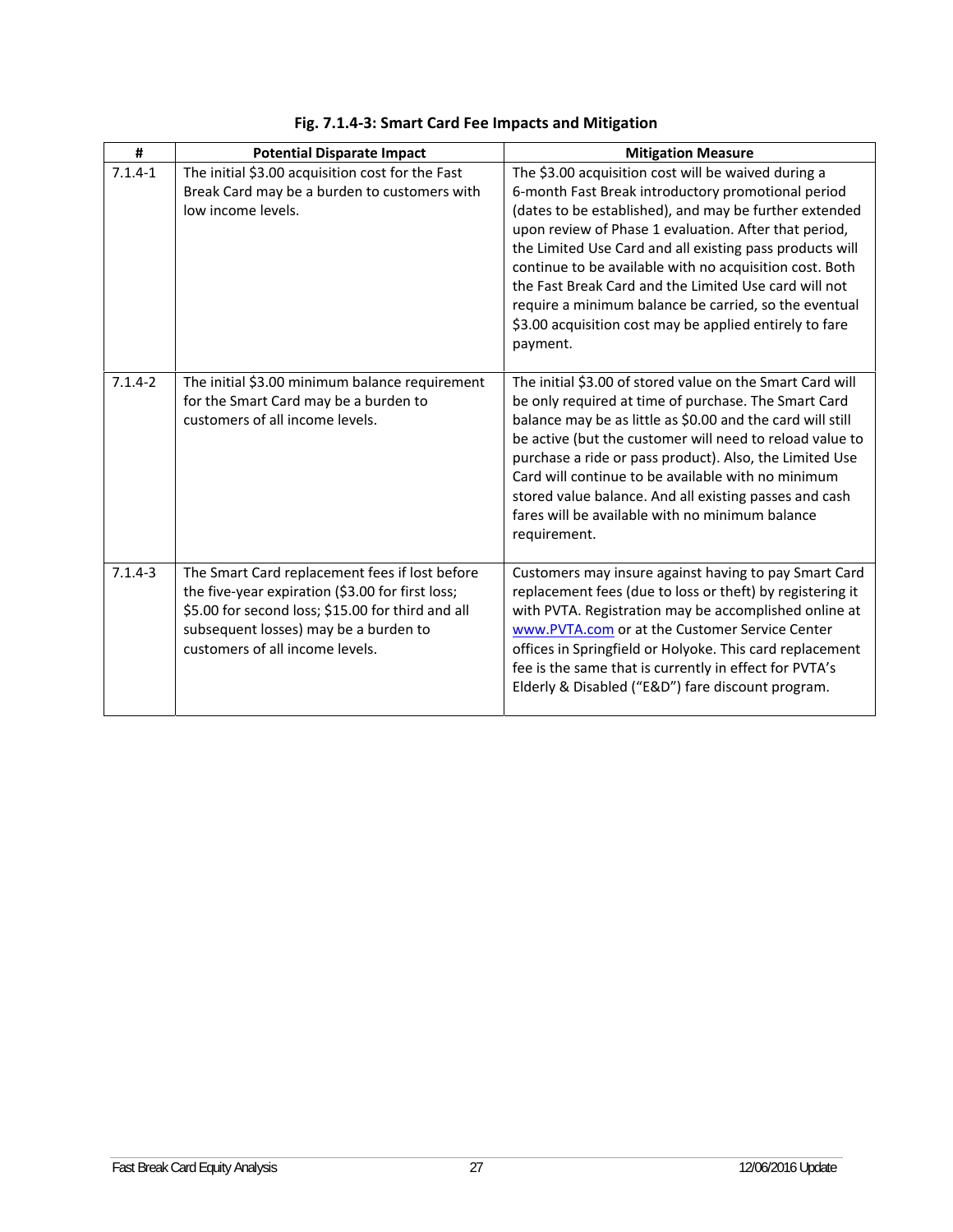**Fig. 7.1.4-3: Smart Card Fee Impacts and Mitigation**

| # | Potential Disparate Impact | Mitigation Measure |
|---|---|---|
| 7.1.4-1 | The initial $3.00 acquisition cost for the Fast Break Card may be a burden to customers with low income levels. | The $3.00 acquisition cost will be waived during a 6-month Fast Break introductory promotional period (dates to be established), and may be further extended upon review of Phase 1 evaluation. After that period, the Limited Use Card and all existing pass products will continue to be available with no acquisition cost. Both the Fast Break Card and the Limited Use card will not require a minimum balance be carried, so the eventual $3.00 acquisition cost may be applied entirely to fare payment. |
| 7.1.4-2 | The initial $3.00 minimum balance requirement for the Smart Card may be a burden to customers of all income levels. | The initial $3.00 of stored value on the Smart Card will be only required at time of purchase. The Smart Card balance may be as little as $0.00 and the card will still be active (but the customer will need to reload value to purchase a ride or pass product). Also, the Limited Use Card will continue to be available with no minimum stored value balance. And all existing passes and cash fares will be available with no minimum balance requirement. |
| 7.1.4-3 | The Smart Card replacement fees if lost before the five-year expiration ($3.00 for first loss; $5.00 for second loss; $15.00 for third and all subsequent losses) may be a burden to customers of all income levels. | Customers may insure against having to pay Smart Card replacement fees (due to loss or theft) by registering it with PVTA. Registration may be accomplished online at www.PVTA.com or at the Customer Service Center offices in Springfield or Holyoke. This card replacement fee is the same that is currently in effect for PVTA's Elderly & Disabled ("E&D") fare discount program. |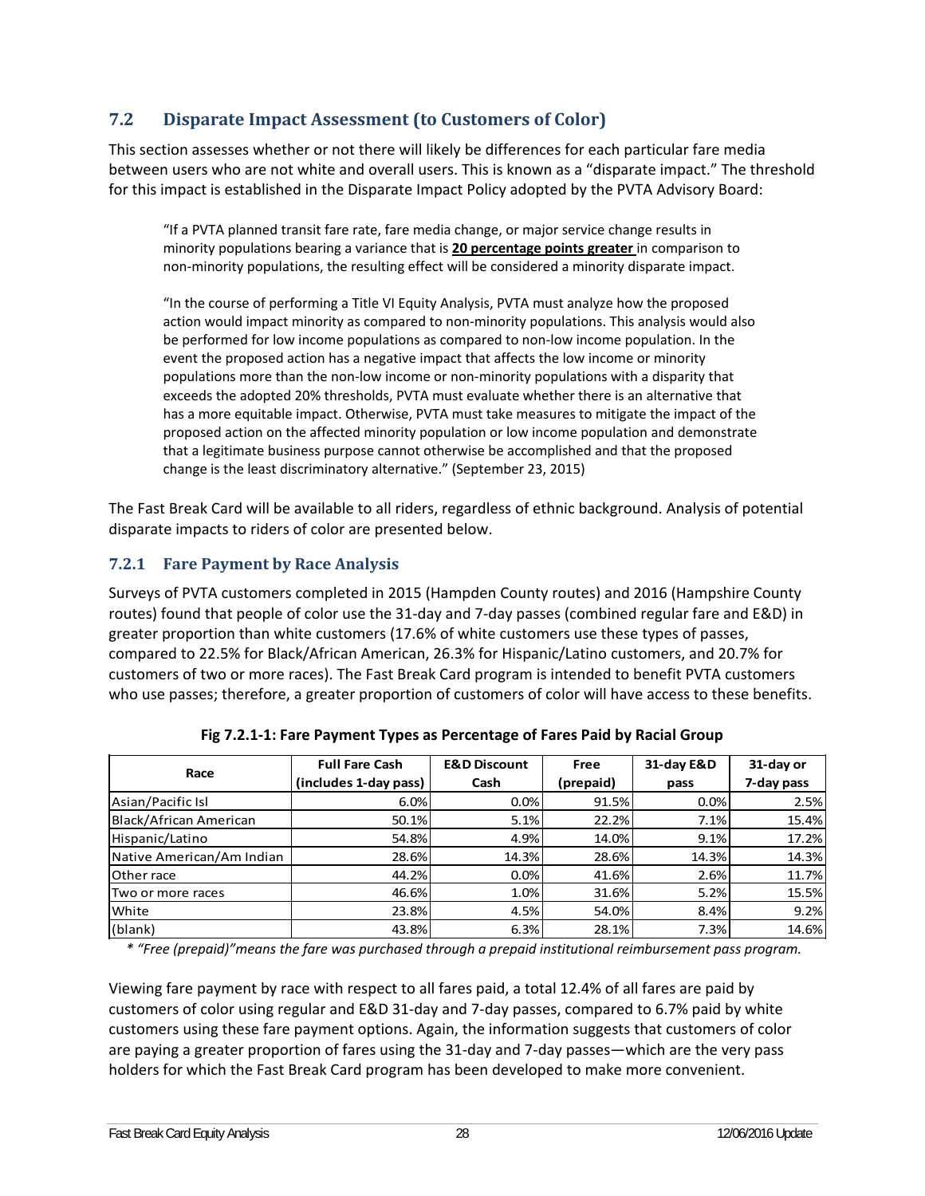## 7.2 Disparate Impact Assessment (to Customers of Color)

This section assesses whether or not there will likely be differences for each particular fare media between users who are not white and overall users. This is known as a "disparate impact." The threshold for this impact is established in the Disparate Impact Policy adopted by the PVTA Advisory Board:

> "If a PVTA planned transit fare rate, fare media change, or major service change results in minority populations bearing a variance that is **20 percentage points greater** in comparison to non-minority populations, the resulting effect will be considered a minority disparate impact.
>
> "In the course of performing a Title VI Equity Analysis, PVTA must analyze how the proposed action would impact minority as compared to non-minority populations. This analysis would also be performed for low income populations as compared to non-low income population. In the event the proposed action has a negative impact that affects the low income or minority populations more than the non-low income or non-minority populations with a disparity that exceeds the adopted 20% thresholds, PVTA must evaluate whether there is an alternative that has a more equitable impact. Otherwise, PVTA must take measures to mitigate the impact of the proposed action on the affected minority population or low income population and demonstrate that a legitimate business purpose cannot otherwise be accomplished and that the proposed change is the least discriminatory alternative." (September 23, 2015)

The Fast Break Card will be available to all riders, regardless of ethnic background. Analysis of potential disparate impacts to riders of color are presented below.

### 7.2.1 Fare Payment by Race Analysis

Surveys of PVTA customers completed in 2015 (Hampden County routes) and 2016 (Hampshire County routes) found that people of color use the 31-day and 7-day passes (combined regular fare and E&D) in greater proportion than white customers (17.6% of white customers use these types of passes, compared to 22.5% for Black/African American, 26.3% for Hispanic/Latino customers, and 20.7% for customers of two or more races). The Fast Break Card program is intended to benefit PVTA customers who use passes; therefore, a greater proportion of customers of color will have access to these benefits.

**Fig 7.2.1-1: Fare Payment Types as Percentage of Fares Paid by Racial Group**

| Race | Full Fare Cash (includes 1-day pass) | E&D Discount Cash | Free (prepaid) | 31-day E&D pass | 31-day or 7-day pass |
|---|---|---|---|---|---|
| Asian/Pacific Isl | 6.0% | 0.0% | 91.5% | 0.0% | 2.5% |
| Black/African American | 50.1% | 5.1% | 22.2% | 7.1% | 15.4% |
| Hispanic/Latino | 54.8% | 4.9% | 14.0% | 9.1% | 17.2% |
| Native American/Am Indian | 28.6% | 14.3% | 28.6% | 14.3% | 14.3% |
| Other race | 44.2% | 0.0% | 41.6% | 2.6% | 11.7% |
| Two or more races | 46.6% | 1.0% | 31.6% | 5.2% | 15.5% |
| White | 23.8% | 4.5% | 54.0% | 8.4% | 9.2% |
| (blank) | 43.8% | 6.3% | 28.1% | 7.3% | 14.6% |

*\* "Free (prepaid)"means the fare was purchased through a prepaid institutional reimbursement pass program.*

Viewing fare payment by race with respect to all fares paid, a total 12.4% of all fares are paid by customers of color using regular and E&D 31-day and 7-day passes, compared to 6.7% paid by white customers using these fare payment options. Again, the information suggests that customers of color are paying a greater proportion of fares using the 31-day and 7-day passes—which are the very pass holders for which the Fast Break Card program has been developed to make more convenient.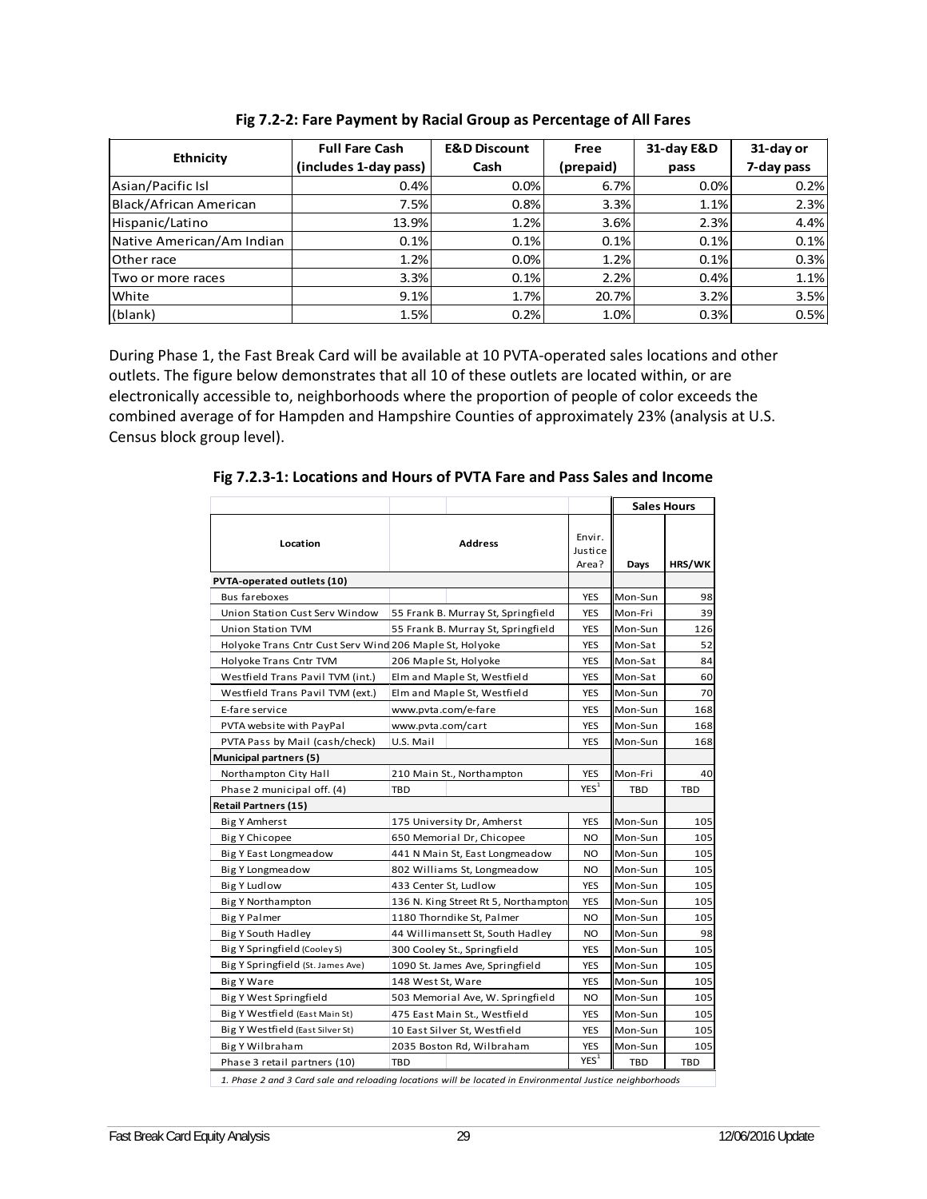**Fig 7.2-2: Fare Payment by Racial Group as Percentage of All Fares**

| Ethnicity | Full Fare Cash (includes 1-day pass) | E&D Discount Cash | Free (prepaid) | 31-day E&D pass | 31-day or 7-day pass |
|---|---|---|---|---|---|
| Asian/Pacific Isl | 0.4% | 0.0% | 6.7% | 0.0% | 0.2% |
| Black/African American | 7.5% | 0.8% | 3.3% | 1.1% | 2.3% |
| Hispanic/Latino | 13.9% | 1.2% | 3.6% | 2.3% | 4.4% |
| Native American/Am Indian | 0.1% | 0.1% | 0.1% | 0.1% | 0.1% |
| Other race | 1.2% | 0.0% | 1.2% | 0.1% | 0.3% |
| Two or more races | 3.3% | 0.1% | 2.2% | 0.4% | 1.1% |
| White | 9.1% | 1.7% | 20.7% | 3.2% | 3.5% |
| (blank) | 1.5% | 0.2% | 1.0% | 0.3% | 0.5% |

During Phase 1, the Fast Break Card will be available at 10 PVTA-operated sales locations and other outlets. The figure below demonstrates that all 10 of these outlets are located within, or are electronically accessible to, neighborhoods where the proportion of people of color exceeds the combined average of for Hampden and Hampshire Counties of approximately 23% (analysis at U.S. Census block group level).

**Fig 7.2.3-1: Locations and Hours of PVTA Fare and Pass Sales and Income**

| Location | Address | Envir. Justice Area? | Sales Hours: Days | Sales Hours: HRS/WK |
|---|---|---|---|---|
| **PVTA-operated outlets (10)** | | | | |
| Bus fareboxes | | YES | Mon-Sun | 98 |
| Union Station Cust Serv Window | 55 Frank B. Murray St, Springfield | YES | Mon-Fri | 39 |
| Union Station TVM | 55 Frank B. Murray St, Springfield | YES | Mon-Sun | 126 |
| Holyoke Trans Cntr Cust Serv Wind | 206 Maple St, Holyoke | YES | Mon-Sat | 52 |
| Holyoke Trans Cntr TVM | 206 Maple St, Holyoke | YES | Mon-Sat | 84 |
| Westfield Trans Pavil TVM (int.) | Elm and Maple St, Westfield | YES | Mon-Sat | 60 |
| Westfield Trans Pavil TVM (ext.) | Elm and Maple St, Westfield | YES | Mon-Sun | 70 |
| E-fare service | www.pvta.com/e-fare | YES | Mon-Sun | 168 |
| PVTA website with PayPal | www.pvta.com/cart | YES | Mon-Sun | 168 |
| PVTA Pass by Mail (cash/check) | U.S. Mail | YES | Mon-Sun | 168 |
| **Municipal partners (5)** | | | | |
| Northampton City Hall | 210 Main St., Northampton | YES | Mon-Fri | 40 |
| Phase 2 municipal off. (4) | TBD | YES[1] | TBD | TBD |
| **Retail Partners (15)** | | | | |
| Big Y Amherst | 175 University Dr, Amherst | YES | Mon-Sun | 105 |
| Big Y Chicopee | 650 Memorial Dr, Chicopee | NO | Mon-Sun | 105 |
| Big Y East Longmeadow | 441 N Main St, East Longmeadow | NO | Mon-Sun | 105 |
| Big Y Longmeadow | 802 Williams St, Longmeadow | NO | Mon-Sun | 105 |
| Big Y Ludlow | 433 Center St, Ludlow | YES | Mon-Sun | 105 |
| Big Y Northampton | 136 N. King Street Rt 5, Northampton | YES | Mon-Sun | 105 |
| Big Y Palmer | 1180 Thorndike St, Palmer | NO | Mon-Sun | 105 |
| Big Y South Hadley | 44 Willimansett St, South Hadley | NO | Mon-Sun | 98 |
| Big Y Springfield (Cooley S) | 300 Cooley St., Springfield | YES | Mon-Sun | 105 |
| Big Y Springfield (St. James Ave) | 1090 St. James Ave, Springfield | YES | Mon-Sun | 105 |
| Big Y Ware | 148 West St, Ware | YES | Mon-Sun | 105 |
| Big Y West Springfield | 503 Memorial Ave, W. Springfield | NO | Mon-Sun | 105 |
| Big Y Westfield (East Main St) | 475 East Main St., Westfield | YES | Mon-Sun | 105 |
| Big Y Westfield (East Silver St) | 10 East Silver St, Westfield | YES | Mon-Sun | 105 |
| Big Y Wilbraham | 2035 Boston Rd, Wilbraham | YES | Mon-Sun | 105 |
| Phase 3 retail partners (10) | TBD | YES[1] | TBD | TBD |

*1. Phase 2 and 3 Card sale and reloading locations will be located in Environmental Justice neighborhoods*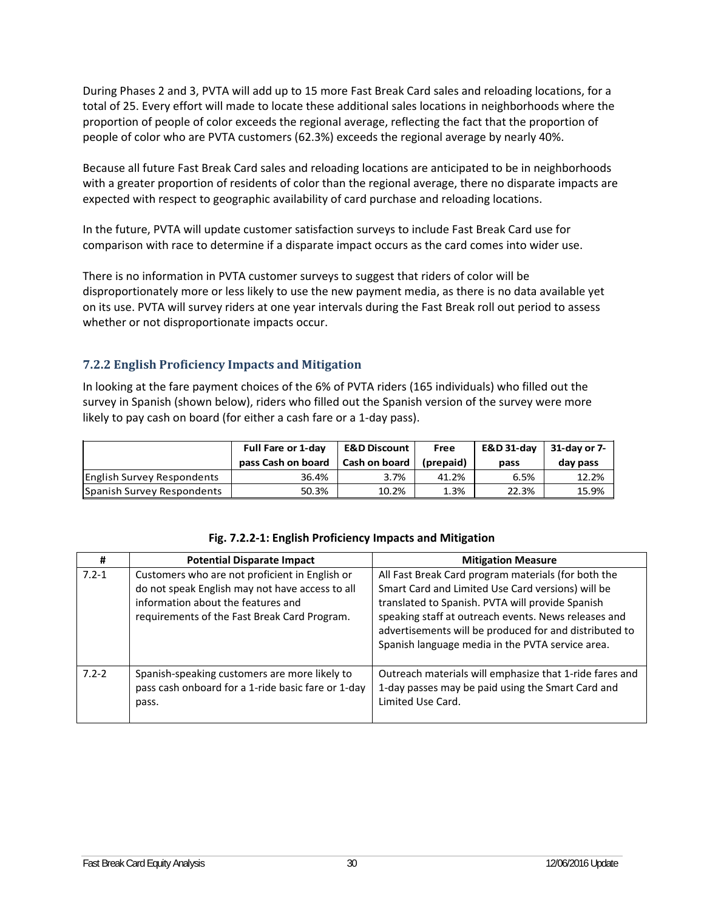During Phases 2 and 3, PVTA will add up to 15 more Fast Break Card sales and reloading locations, for a total of 25. Every effort will made to locate these additional sales locations in neighborhoods where the proportion of people of color exceeds the regional average, reflecting the fact that the proportion of people of color who are PVTA customers (62.3%) exceeds the regional average by nearly 40%.

Because all future Fast Break Card sales and reloading locations are anticipated to be in neighborhoods with a greater proportion of residents of color than the regional average, there no disparate impacts are expected with respect to geographic availability of card purchase and reloading locations.

In the future, PVTA will update customer satisfaction surveys to include Fast Break Card use for comparison with race to determine if a disparate impact occurs as the card comes into wider use.

There is no information in PVTA customer surveys to suggest that riders of color will be disproportionately more or less likely to use the new payment media, as there is no data available yet on its use. PVTA will survey riders at one year intervals during the Fast Break roll out period to assess whether or not disproportionate impacts occur.

### 7.2.2 English Proficiency Impacts and Mitigation

In looking at the fare payment choices of the 6% of PVTA riders (165 individuals) who filled out the survey in Spanish (shown below), riders who filled out the Spanish version of the survey were more likely to pay cash on board (for either a cash fare or a 1-day pass).

| | Full Fare or 1-day pass Cash on board | E&D Discount Cash on board | Free (prepaid) | E&D 31-day pass | 31-day or 7-day pass |
|---|---|---|---|---|---|
| English Survey Respondents | 36.4% | 3.7% | 41.2% | 6.5% | 12.2% |
| Spanish Survey Respondents | 50.3% | 10.2% | 1.3% | 22.3% | 15.9% |

**Fig. 7.2.2-1: English Proficiency Impacts and Mitigation**

| # | Potential Disparate Impact | Mitigation Measure |
|---|---|---|
| 7.2-1 | Customers who are not proficient in English or do not speak English may not have access to all information about the features and requirements of the Fast Break Card Program. | All Fast Break Card program materials (for both the Smart Card and Limited Use Card versions) will be translated to Spanish. PVTA will provide Spanish speaking staff at outreach events. News releases and advertisements will be produced for and distributed to Spanish language media in the PVTA service area. |
| 7.2-2 | Spanish-speaking customers are more likely to pass cash onboard for a 1-ride basic fare or 1-day pass. | Outreach materials will emphasize that 1-ride fares and 1-day passes may be paid using the Smart Card and Limited Use Card. |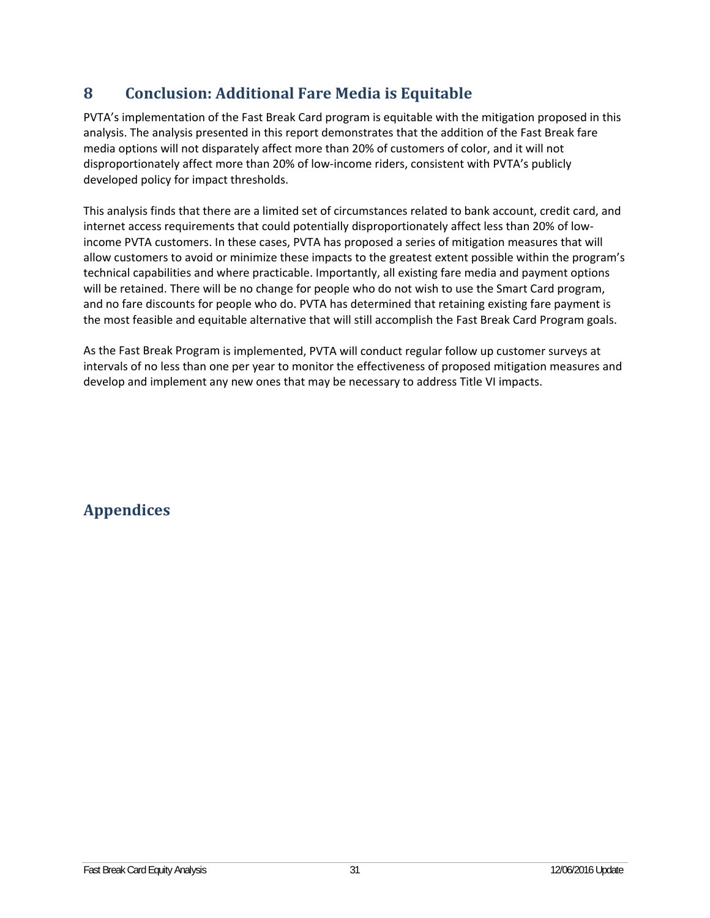# 8 Conclusion: Additional Fare Media is Equitable

PVTA's implementation of the Fast Break Card program is equitable with the mitigation proposed in this analysis. The analysis presented in this report demonstrates that the addition of the Fast Break fare media options will not disparately affect more than 20% of customers of color, and it will not disproportionately affect more than 20% of low-income riders, consistent with PVTA's publicly developed policy for impact thresholds.

This analysis finds that there are a limited set of circumstances related to bank account, credit card, and internet access requirements that could potentially disproportionately affect less than 20% of low-income PVTA customers. In these cases, PVTA has proposed a series of mitigation measures that will allow customers to avoid or minimize these impacts to the greatest extent possible within the program's technical capabilities and where practicable. Importantly, all existing fare media and payment options will be retained. There will be no change for people who do not wish to use the Smart Card program, and no fare discounts for people who do. PVTA has determined that retaining existing fare payment is the most feasible and equitable alternative that will still accomplish the Fast Break Card Program goals.

As the Fast Break Program is implemented, PVTA will conduct regular follow up customer surveys at intervals of no less than one per year to monitor the effectiveness of proposed mitigation measures and develop and implement any new ones that may be necessary to address Title VI impacts.

# Appendices